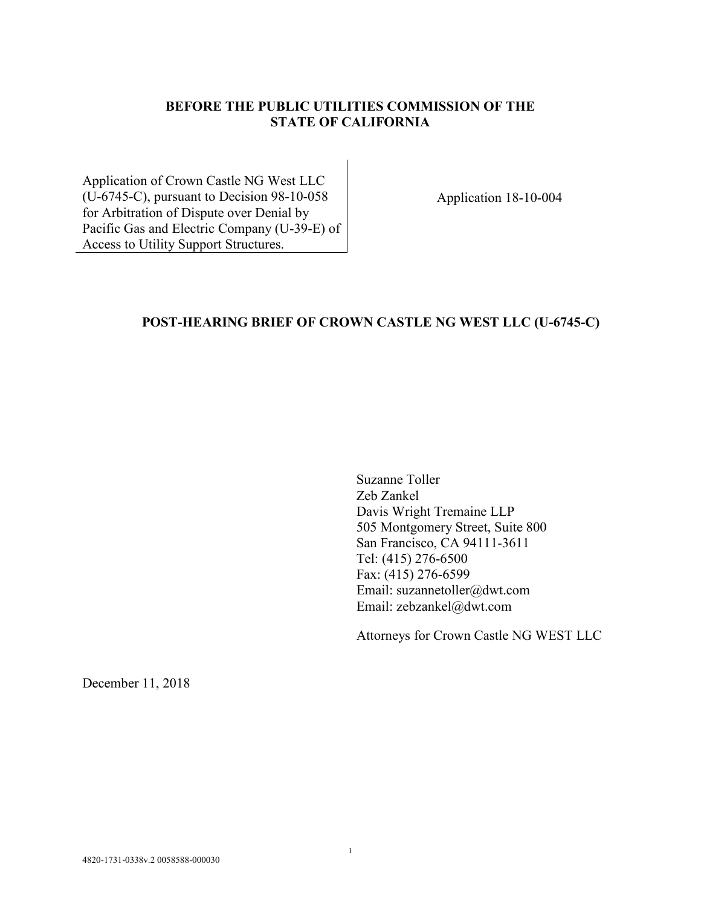**BEFORE THE PUBLIC UTILITIES COMMISSION OF THE STATE OF CALIFORNIA**

| | |
|---|---|
| Application of Crown Castle NG West LLC (U-6745-C), pursuant to Decision 98-10-058 for Arbitration of Dispute over Denial by Pacific Gas and Electric Company (U-39-E) of Access to Utility Support Structures. | Application 18-10-004 |

**POST-HEARING BRIEF OF CROWN CASTLE NG WEST LLC (U-6745-C)**

Suzanne Toller
Zeb Zankel
Davis Wright Tremaine LLP
505 Montgomery Street, Suite 800
San Francisco, CA 94111-3611
Tel: (415) 276-6500
Fax: (415) 276-6599
Email: suzannetoller@dwt.com
Email: zebzankel@dwt.com

Attorneys for Crown Castle NG WEST LLC

December 11, 2018

4820-1731-0338v.2 0058588-000030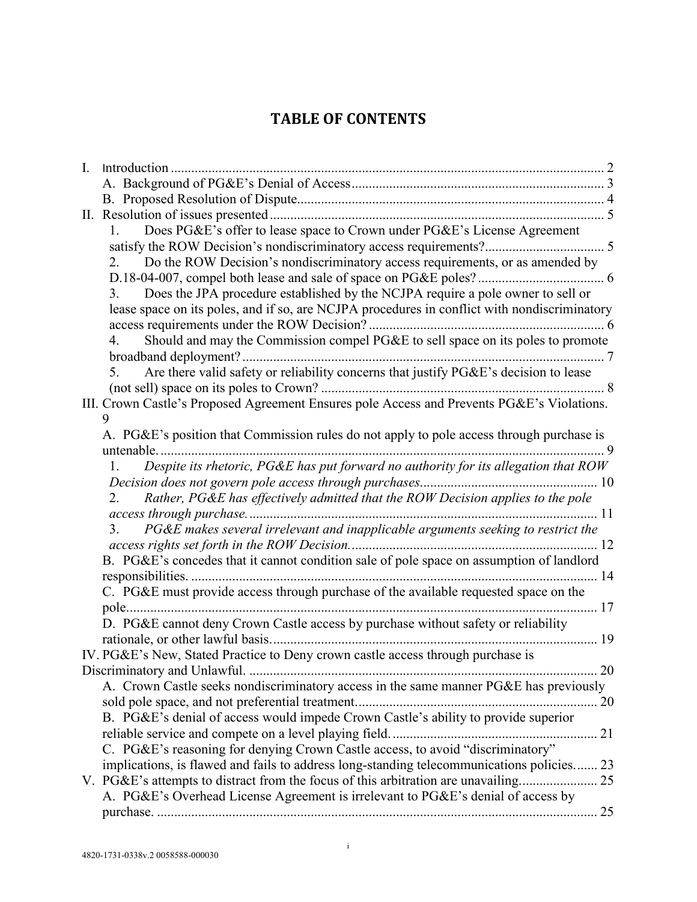# TABLE OF CONTENTS

I. Introduction ............................................................................................................................ 2

A. Background of PG&E's Denial of Access ........................................................................ 3

B. Proposed Resolution of Dispute ......................................................................................... 4

II. Resolution of issues presented ................................................................................................ 5

1. Does PG&E's offer to lease space to Crown under PG&E's License Agreement satisfy the ROW Decision's nondiscriminatory access requirements? .................................. 5

2. Do the ROW Decision's nondiscriminatory access requirements, or as amended by D.18-04-007, compel both lease and sale of space on PG&E poles? .................................... 6

3. Does the JPA procedure established by the NCJPA require a pole owner to sell or lease space on its poles, and if so, are NCJPA procedures in conflict with nondiscriminatory access requirements under the ROW Decision? ..................................................................... 6

4. Should and may the Commission compel PG&E to sell space on its poles to promote broadband deployment? ........................................................................................................ 7

5. Are there valid safety or reliability concerns that justify PG&E's decision to lease (not sell) space on its poles to Crown? .................................................................................. 8

III. Crown Castle's Proposed Agreement Ensures pole Access and Prevents PG&E's Violations. 9

A. PG&E's position that Commission rules do not apply to pole access through purchase is untenable. ................................................................................................................................ 9

1. *Despite its rhetoric, PG&E has put forward no authority for its allegation that ROW Decision does not govern pole access through purchases* .................................................. 10

2. *Rather, PG&E has effectively admitted that the ROW Decision applies to the pole access through purchase.* ..................................................................................................... 11

3. *PG&E makes several irrelevant and inapplicable arguments seeking to restrict the access rights set forth in the ROW Decision.* ....................................................................... 12

B. PG&E's concedes that it cannot condition sale of pole space on assumption of landlord responsibilities. ...................................................................................................................... 14

C. PG&E must provide access through purchase of the available requested space on the pole. ....................................................................................................................................... 17

D. PG&E cannot deny Crown Castle access by purchase without safety or reliability rationale, or other lawful basis. .............................................................................................. 19

IV. PG&E's New, Stated Practice to Deny crown castle access through purchase is Discriminatory and Unlawful. .................................................................................................... 20

A. Crown Castle seeks nondiscriminatory access in the same manner PG&E has previously sold pole space, and not preferential treatment. ...................................................................... 20

B. PG&E's denial of access would impede Crown Castle's ability to provide superior reliable service and compete on a level playing field. ........................................................... 21

C. PG&E's reasoning for denying Crown Castle access, to avoid "discriminatory" implications, is flawed and fails to address long-standing telecommunications policies. ...... 23

V. PG&E's attempts to distract from the focus of this arbitration are unavailing. ..................... 25

A. PG&E's Overhead License Agreement is irrelevant to PG&E's denial of access by purchase. ............................................................................................................................... 25

4820-1731-0338v.2 0058588-000030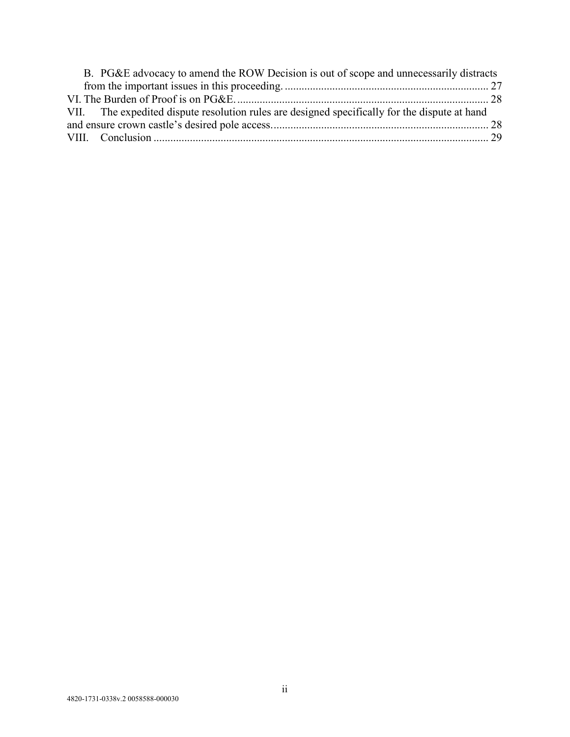B. PG&E advocacy to amend the ROW Decision is out of scope and unnecessarily distracts from the important issues in this proceeding. ........................................................................ 27

VI. The Burden of Proof is on PG&E. ........................................................................................ 28

VII. The expedited dispute resolution rules are designed specifically for the dispute at hand and ensure crown castle's desired pole access. ............................................................................ 28

VIII. Conclusion ....................................................................................................................... 29

4820-1731-0338v.2 0058588-000030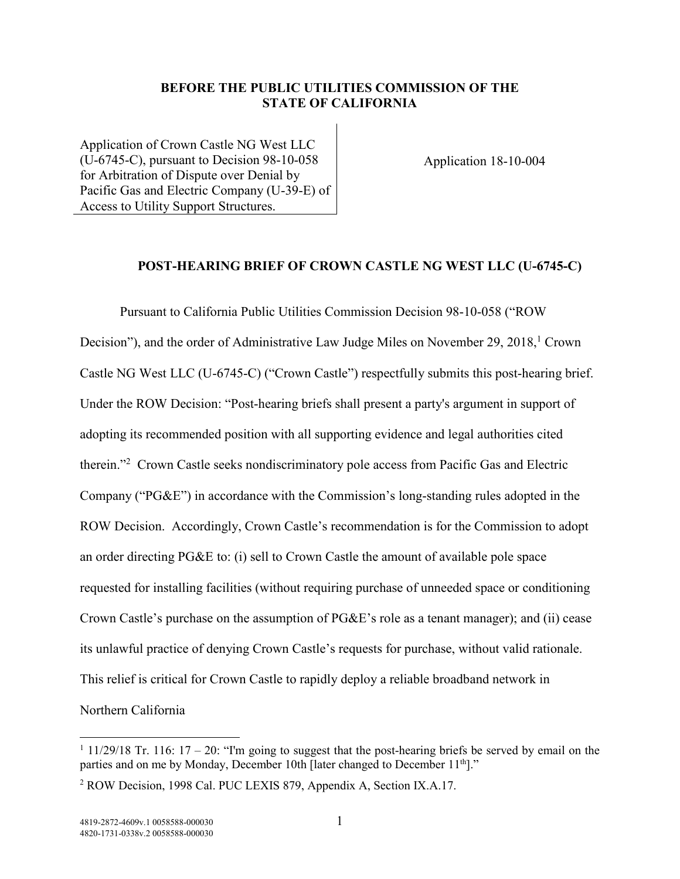**BEFORE THE PUBLIC UTILITIES COMMISSION OF THE STATE OF CALIFORNIA**

| Application of Crown Castle NG West LLC (U-6745-C), pursuant to Decision 98-10-058 for Arbitration of Dispute over Denial by Pacific Gas and Electric Company (U-39-E) of Access to Utility Support Structures. | Application 18-10-004 |
| --- | --- |

## POST-HEARING BRIEF OF CROWN CASTLE NG WEST LLC (U-6745-C)

Pursuant to California Public Utilities Commission Decision 98-10-058 ("ROW Decision"), and the order of Administrative Law Judge Miles on November 29, 2018,[1] Crown Castle NG West LLC (U-6745-C) ("Crown Castle") respectfully submits this post-hearing brief. Under the ROW Decision: "Post-hearing briefs shall present a party's argument in support of adopting its recommended position with all supporting evidence and legal authorities cited therein."[2] Crown Castle seeks nondiscriminatory pole access from Pacific Gas and Electric Company ("PG&E") in accordance with the Commission's long-standing rules adopted in the ROW Decision. Accordingly, Crown Castle's recommendation is for the Commission to adopt an order directing PG&E to: (i) sell to Crown Castle the amount of available pole space requested for installing facilities (without requiring purchase of unneeded space or conditioning Crown Castle's purchase on the assumption of PG&E's role as a tenant manager); and (ii) cease its unlawful practice of denying Crown Castle's requests for purchase, without valid rationale. This relief is critical for Crown Castle to rapidly deploy a reliable broadband network in Northern California

---

[1] 11/29/18 Tr. 116: 17 – 20: "I'm going to suggest that the post-hearing briefs be served by email on the parties and on me by Monday, December 10th [later changed to December 11th]."

[2] ROW Decision, 1998 Cal. PUC LEXIS 879, Appendix A, Section IX.A.17.

4819-2872-4609v.1 0058588-000030
4820-1731-0338v.2 0058588-000030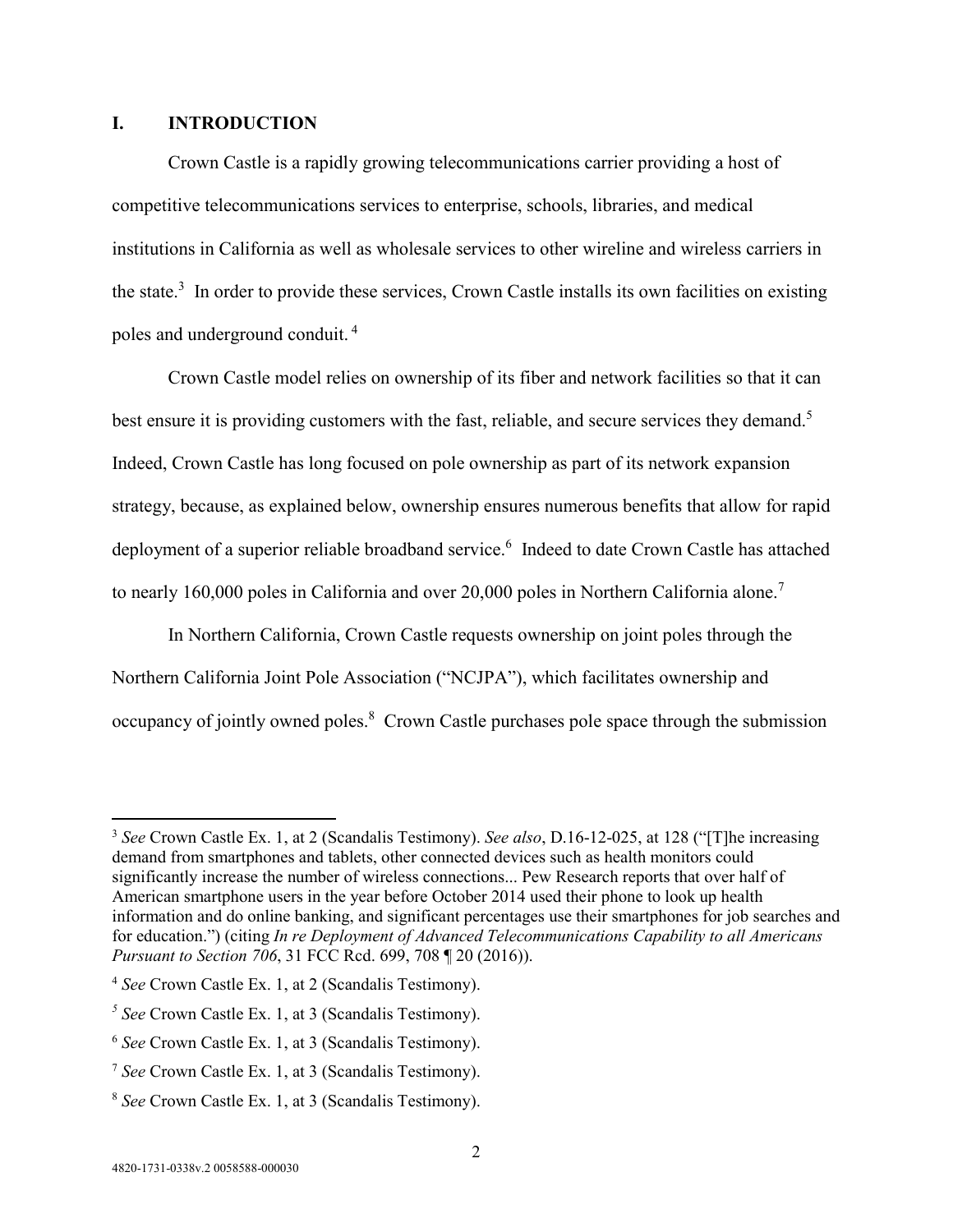## I. INTRODUCTION

Crown Castle is a rapidly growing telecommunications carrier providing a host of competitive telecommunications services to enterprise, schools, libraries, and medical institutions in California as well as wholesale services to other wireline and wireless carriers in the state.[3] In order to provide these services, Crown Castle installs its own facilities on existing poles and underground conduit.[4]

Crown Castle model relies on ownership of its fiber and network facilities so that it can best ensure it is providing customers with the fast, reliable, and secure services they demand.[5] Indeed, Crown Castle has long focused on pole ownership as part of its network expansion strategy, because, as explained below, ownership ensures numerous benefits that allow for rapid deployment of a superior reliable broadband service.[6] Indeed to date Crown Castle has attached to nearly 160,000 poles in California and over 20,000 poles in Northern California alone.[7]

In Northern California, Crown Castle requests ownership on joint poles through the Northern California Joint Pole Association ("NCJPA"), which facilitates ownership and occupancy of jointly owned poles.[8] Crown Castle purchases pole space through the submission

---

[3] *See* Crown Castle Ex. 1, at 2 (Scandalis Testimony). *See also*, D.16-12-025, at 128 ("[T]he increasing demand from smartphones and tablets, other connected devices such as health monitors could significantly increase the number of wireless connections... Pew Research reports that over half of American smartphone users in the year before October 2014 used their phone to look up health information and do online banking, and significant percentages use their smartphones for job searches and for education.") (citing *In re Deployment of Advanced Telecommunications Capability to all Americans Pursuant to Section 706*, 31 FCC Rcd. 699, 708 ¶ 20 (2016)).

[4] *See* Crown Castle Ex. 1, at 2 (Scandalis Testimony).

[5] *See* Crown Castle Ex. 1, at 3 (Scandalis Testimony).

[6] *See* Crown Castle Ex. 1, at 3 (Scandalis Testimony).

[7] *See* Crown Castle Ex. 1, at 3 (Scandalis Testimony).

[8] *See* Crown Castle Ex. 1, at 3 (Scandalis Testimony).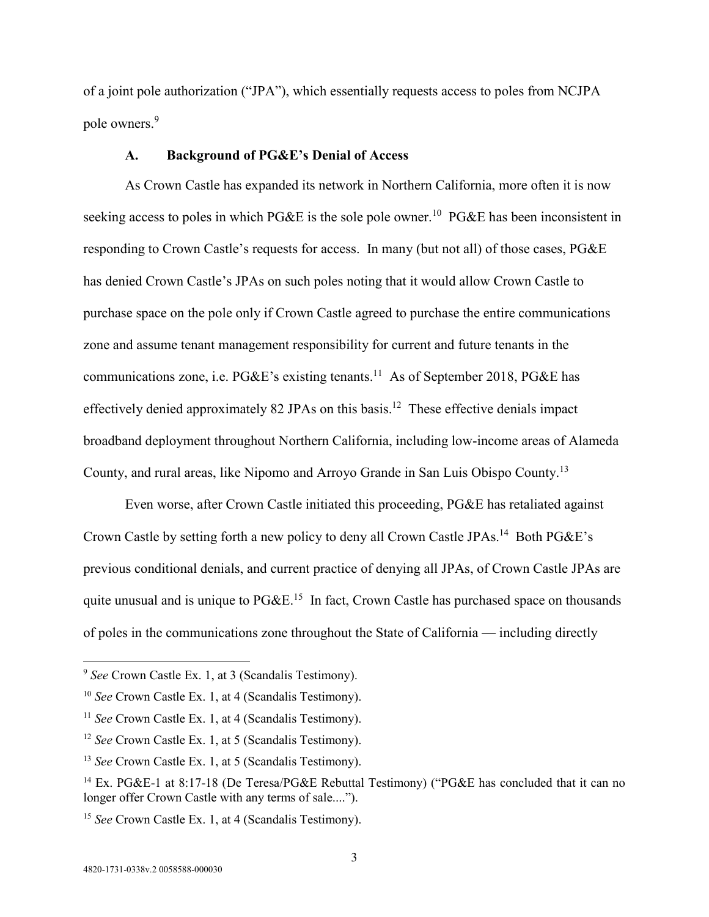of a joint pole authorization ("JPA"), which essentially requests access to poles from NCJPA pole owners.[9]

### A. Background of PG&E's Denial of Access

As Crown Castle has expanded its network in Northern California, more often it is now seeking access to poles in which PG&E is the sole pole owner.[10] PG&E has been inconsistent in responding to Crown Castle's requests for access. In many (but not all) of those cases, PG&E has denied Crown Castle's JPAs on such poles noting that it would allow Crown Castle to purchase space on the pole only if Crown Castle agreed to purchase the entire communications zone and assume tenant management responsibility for current and future tenants in the communications zone, i.e. PG&E's existing tenants.[11] As of September 2018, PG&E has effectively denied approximately 82 JPAs on this basis.[12] These effective denials impact broadband deployment throughout Northern California, including low-income areas of Alameda County, and rural areas, like Nipomo and Arroyo Grande in San Luis Obispo County.[13]

Even worse, after Crown Castle initiated this proceeding, PG&E has retaliated against Crown Castle by setting forth a new policy to deny all Crown Castle JPAs.[14] Both PG&E's previous conditional denials, and current practice of denying all JPAs, of Crown Castle JPAs are quite unusual and is unique to PG&E.[15] In fact, Crown Castle has purchased space on thousands of poles in the communications zone throughout the State of California — including directly

---

[9] *See* Crown Castle Ex. 1, at 3 (Scandalis Testimony).

[10] *See* Crown Castle Ex. 1, at 4 (Scandalis Testimony).

[11] *See* Crown Castle Ex. 1, at 4 (Scandalis Testimony).

[12] *See* Crown Castle Ex. 1, at 5 (Scandalis Testimony).

[13] *See* Crown Castle Ex. 1, at 5 (Scandalis Testimony).

[14] Ex. PG&E-1 at 8:17-18 (De Teresa/PG&E Rebuttal Testimony) ("PG&E has concluded that it can no longer offer Crown Castle with any terms of sale....").

[15] *See* Crown Castle Ex. 1, at 4 (Scandalis Testimony).

4820-1731-0338v.2 0058588-000030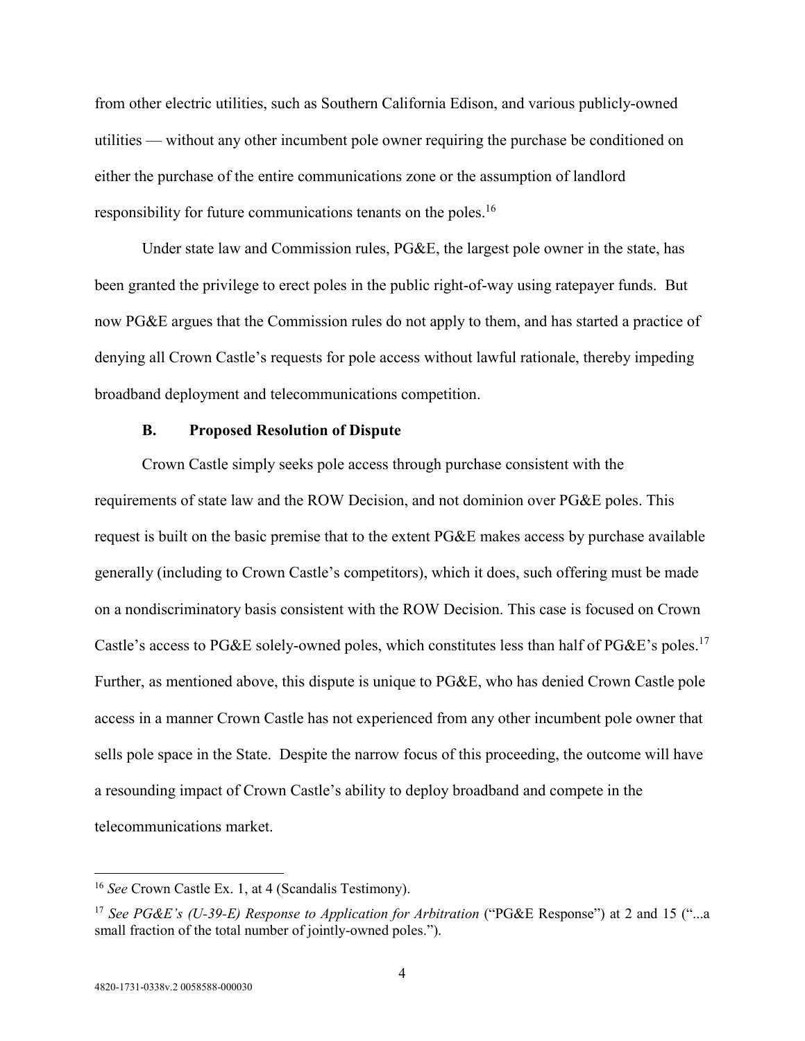from other electric utilities, such as Southern California Edison, and various publicly-owned utilities — without any other incumbent pole owner requiring the purchase be conditioned on either the purchase of the entire communications zone or the assumption of landlord responsibility for future communications tenants on the poles.[16]

Under state law and Commission rules, PG&E, the largest pole owner in the state, has been granted the privilege to erect poles in the public right-of-way using ratepayer funds. But now PG&E argues that the Commission rules do not apply to them, and has started a practice of denying all Crown Castle's requests for pole access without lawful rationale, thereby impeding broadband deployment and telecommunications competition.

### B. Proposed Resolution of Dispute

Crown Castle simply seeks pole access through purchase consistent with the requirements of state law and the ROW Decision, and not dominion over PG&E poles. This request is built on the basic premise that to the extent PG&E makes access by purchase available generally (including to Crown Castle's competitors), which it does, such offering must be made on a nondiscriminatory basis consistent with the ROW Decision. This case is focused on Crown Castle's access to PG&E solely-owned poles, which constitutes less than half of PG&E's poles.[17] Further, as mentioned above, this dispute is unique to PG&E, who has denied Crown Castle pole access in a manner Crown Castle has not experienced from any other incumbent pole owner that sells pole space in the State. Despite the narrow focus of this proceeding, the outcome will have a resounding impact of Crown Castle's ability to deploy broadband and compete in the telecommunications market.

---

[16] *See* Crown Castle Ex. 1, at 4 (Scandalis Testimony).

[17] *See PG&E's (U-39-E) Response to Application for Arbitration* ("PG&E Response") at 2 and 15 ("...a small fraction of the total number of jointly-owned poles.").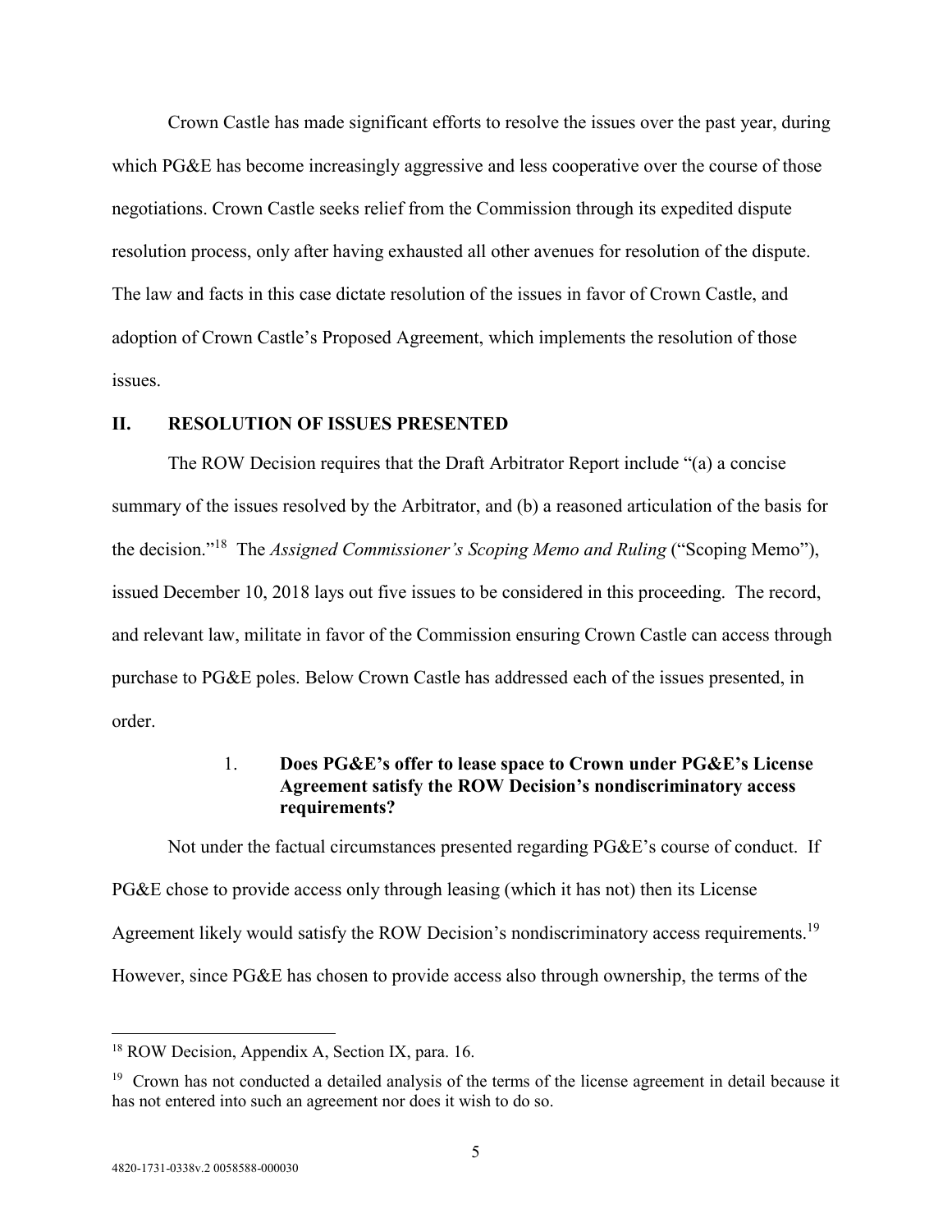Crown Castle has made significant efforts to resolve the issues over the past year, during which PG&E has become increasingly aggressive and less cooperative over the course of those negotiations. Crown Castle seeks relief from the Commission through its expedited dispute resolution process, only after having exhausted all other avenues for resolution of the dispute. The law and facts in this case dictate resolution of the issues in favor of Crown Castle, and adoption of Crown Castle's Proposed Agreement, which implements the resolution of those issues.

## II. RESOLUTION OF ISSUES PRESENTED

The ROW Decision requires that the Draft Arbitrator Report include "(a) a concise summary of the issues resolved by the Arbitrator, and (b) a reasoned articulation of the basis for the decision."[18] The *Assigned Commissioner's Scoping Memo and Ruling* ("Scoping Memo"), issued December 10, 2018 lays out five issues to be considered in this proceeding. The record, and relevant law, militate in favor of the Commission ensuring Crown Castle can access through purchase to PG&E poles. Below Crown Castle has addressed each of the issues presented, in order.

### 1. Does PG&E's offer to lease space to Crown under PG&E's License Agreement satisfy the ROW Decision's nondiscriminatory access requirements?

Not under the factual circumstances presented regarding PG&E's course of conduct. If PG&E chose to provide access only through leasing (which it has not) then its License Agreement likely would satisfy the ROW Decision's nondiscriminatory access requirements.[19] However, since PG&E has chosen to provide access also through ownership, the terms of the

---

[18] ROW Decision, Appendix A, Section IX, para. 16.

[19] Crown has not conducted a detailed analysis of the terms of the license agreement in detail because it has not entered into such an agreement nor does it wish to do so.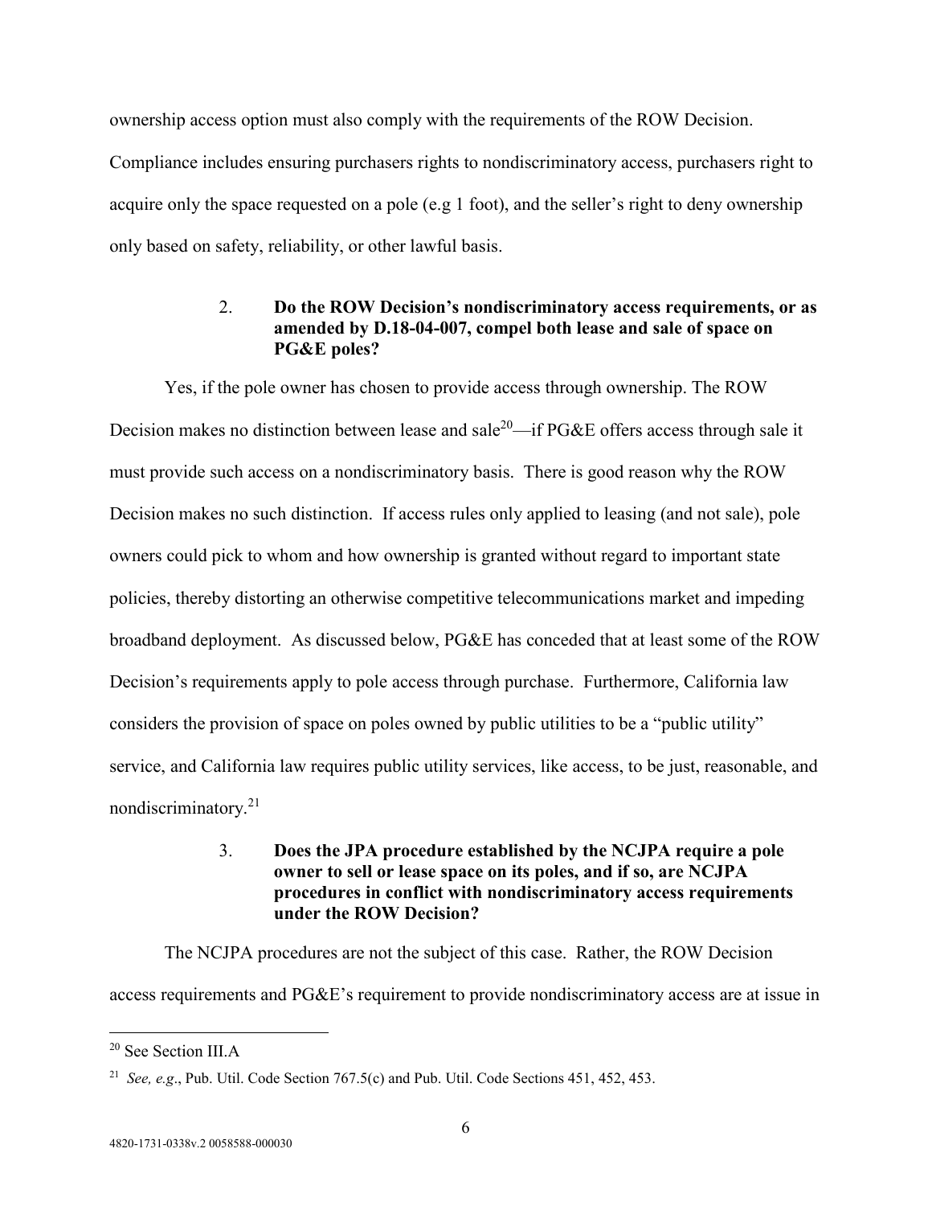ownership access option must also comply with the requirements of the ROW Decision. Compliance includes ensuring purchasers rights to nondiscriminatory access, purchasers right to acquire only the space requested on a pole (e.g 1 foot), and the seller's right to deny ownership only based on safety, reliability, or other lawful basis.

### 2. Do the ROW Decision's nondiscriminatory access requirements, or as amended by D.18-04-007, compel both lease and sale of space on PG&E poles?

Yes, if the pole owner has chosen to provide access through ownership. The ROW Decision makes no distinction between lease and sale[20]—if PG&E offers access through sale it must provide such access on a nondiscriminatory basis. There is good reason why the ROW Decision makes no such distinction. If access rules only applied to leasing (and not sale), pole owners could pick to whom and how ownership is granted without regard to important state policies, thereby distorting an otherwise competitive telecommunications market and impeding broadband deployment. As discussed below, PG&E has conceded that at least some of the ROW Decision's requirements apply to pole access through purchase. Furthermore, California law considers the provision of space on poles owned by public utilities to be a "public utility" service, and California law requires public utility services, like access, to be just, reasonable, and nondiscriminatory.[21]

### 3. Does the JPA procedure established by the NCJPA require a pole owner to sell or lease space on its poles, and if so, are NCJPA procedures in conflict with nondiscriminatory access requirements under the ROW Decision?

The NCJPA procedures are not the subject of this case. Rather, the ROW Decision access requirements and PG&E's requirement to provide nondiscriminatory access are at issue in

---

[20] See Section III.A

[21] *See, e.g*., Pub. Util. Code Section 767.5(c) and Pub. Util. Code Sections 451, 452, 453.

4820-1731-0338v.2 0058588-000030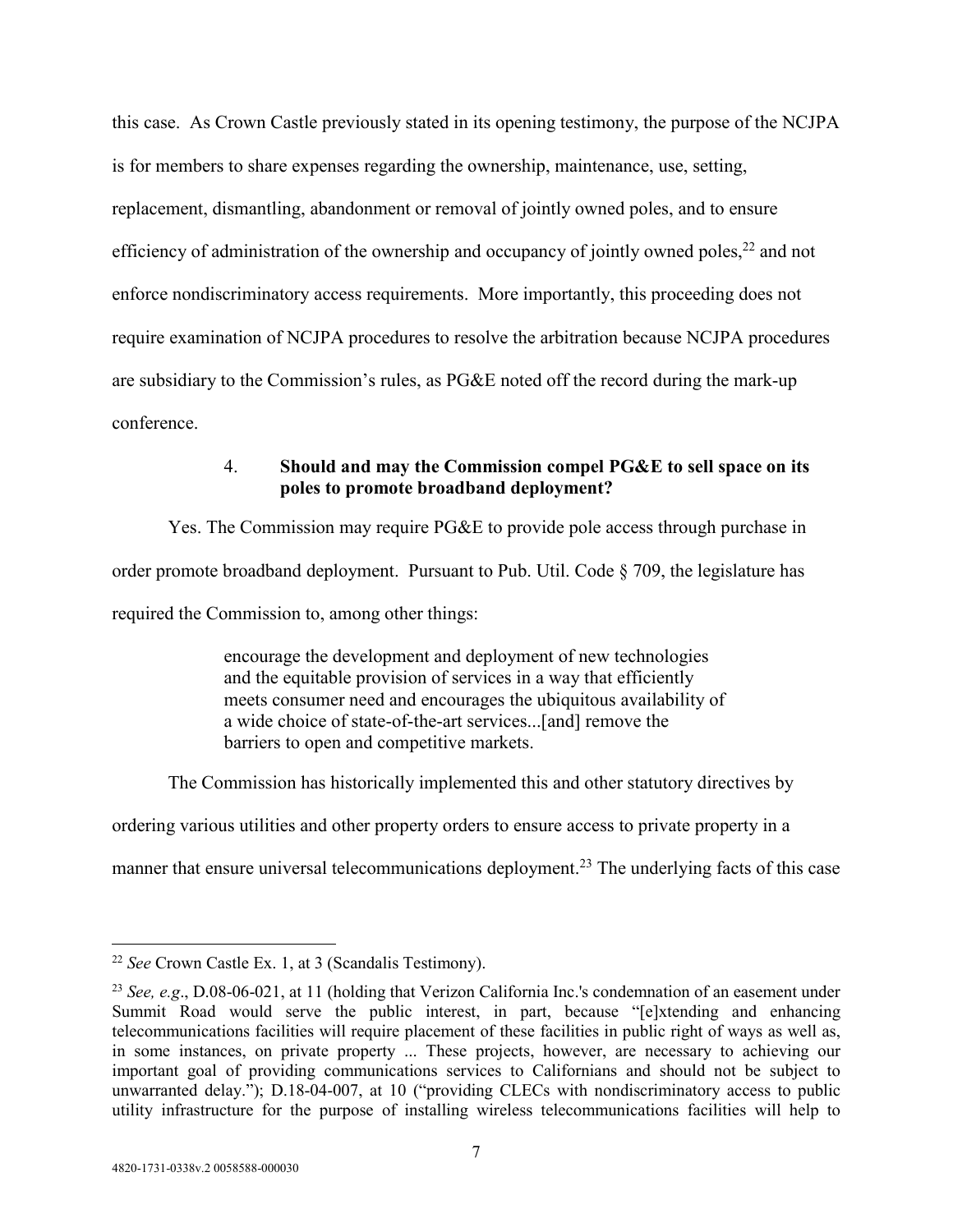this case. As Crown Castle previously stated in its opening testimony, the purpose of the NCJPA is for members to share expenses regarding the ownership, maintenance, use, setting, replacement, dismantling, abandonment or removal of jointly owned poles, and to ensure efficiency of administration of the ownership and occupancy of jointly owned poles,[22] and not enforce nondiscriminatory access requirements. More importantly, this proceeding does not require examination of NCJPA procedures to resolve the arbitration because NCJPA procedures are subsidiary to the Commission's rules, as PG&E noted off the record during the mark-up conference.

4. **Should and may the Commission compel PG&E to sell space on its poles to promote broadband deployment?**

Yes. The Commission may require PG&E to provide pole access through purchase in order promote broadband deployment. Pursuant to Pub. Util. Code § 709, the legislature has required the Commission to, among other things:

> encourage the development and deployment of new technologies and the equitable provision of services in a way that efficiently meets consumer need and encourages the ubiquitous availability of a wide choice of state-of-the-art services...[and] remove the barriers to open and competitive markets.

The Commission has historically implemented this and other statutory directives by ordering various utilities and other property orders to ensure access to private property in a manner that ensure universal telecommunications deployment.[23] The underlying facts of this case

---

[22] *See* Crown Castle Ex. 1, at 3 (Scandalis Testimony).

[23] *See, e.g*., D.08-06-021, at 11 (holding that Verizon California Inc.'s condemnation of an easement under Summit Road would serve the public interest, in part, because "[e]xtending and enhancing telecommunications facilities will require placement of these facilities in public right of ways as well as, in some instances, on private property ... These projects, however, are necessary to achieving our important goal of providing communications services to Californians and should not be subject to unwarranted delay."); D.18-04-007, at 10 ("providing CLECs with nondiscriminatory access to public utility infrastructure for the purpose of installing wireless telecommunications facilities will help to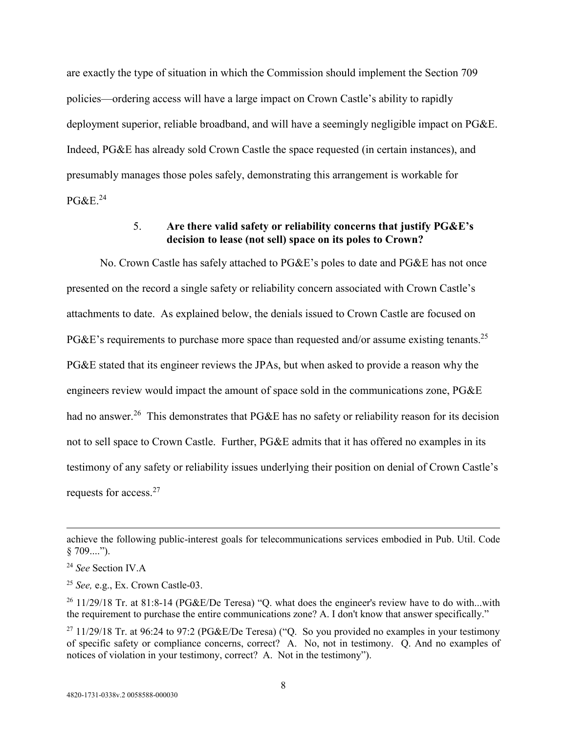are exactly the type of situation in which the Commission should implement the Section 709 policies—ordering access will have a large impact on Crown Castle's ability to rapidly deployment superior, reliable broadband, and will have a seemingly negligible impact on PG&E. Indeed, PG&E has already sold Crown Castle the space requested (in certain instances), and presumably manages those poles safely, demonstrating this arrangement is workable for PG&E.[24]

### 5. Are there valid safety or reliability concerns that justify PG&E's decision to lease (not sell) space on its poles to Crown?

No. Crown Castle has safely attached to PG&E's poles to date and PG&E has not once presented on the record a single safety or reliability concern associated with Crown Castle's attachments to date. As explained below, the denials issued to Crown Castle are focused on PG&E's requirements to purchase more space than requested and/or assume existing tenants.[25] PG&E stated that its engineer reviews the JPAs, but when asked to provide a reason why the engineers review would impact the amount of space sold in the communications zone, PG&E had no answer.[26] This demonstrates that PG&E has no safety or reliability reason for its decision not to sell space to Crown Castle. Further, PG&E admits that it has offered no examples in its testimony of any safety or reliability issues underlying their position on denial of Crown Castle's requests for access.[27]

---

achieve the following public-interest goals for telecommunications services embodied in Pub. Util. Code § 709....").

[24] *See* Section IV.A

[25] *See,* e.g., Ex. Crown Castle-03.

[26] 11/29/18 Tr. at 81:8-14 (PG&E/De Teresa) "Q. what does the engineer's review have to do with...with the requirement to purchase the entire communications zone? A. I don't know that answer specifically."

[27] 11/29/18 Tr. at 96:24 to 97:2 (PG&E/De Teresa) ("Q. So you provided no examples in your testimony of specific safety or compliance concerns, correct? A. No, not in testimony. Q. And no examples of notices of violation in your testimony, correct? A. Not in the testimony").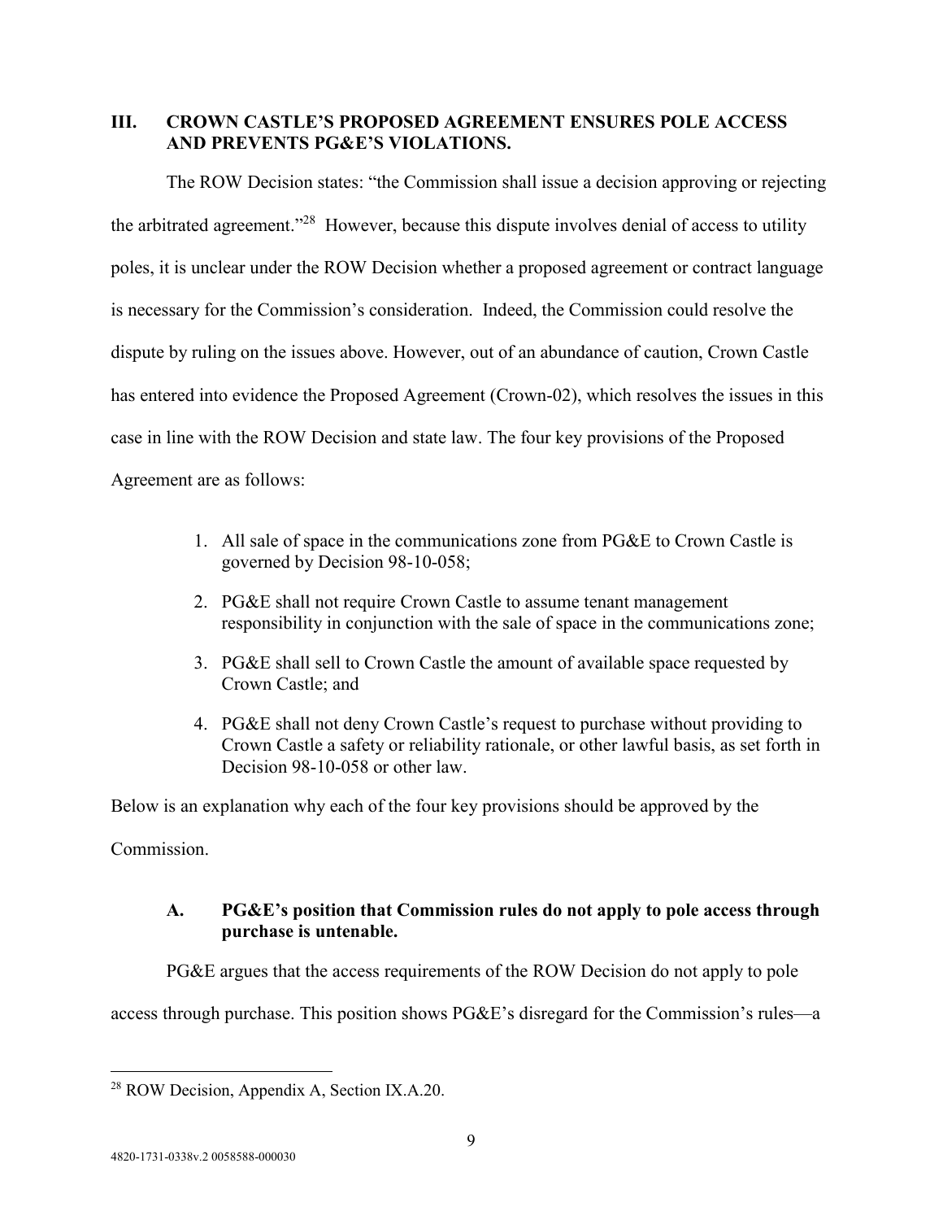## III. CROWN CASTLE'S PROPOSED AGREEMENT ENSURES POLE ACCESS AND PREVENTS PG&E'S VIOLATIONS.

The ROW Decision states: "the Commission shall issue a decision approving or rejecting the arbitrated agreement."[28] However, because this dispute involves denial of access to utility poles, it is unclear under the ROW Decision whether a proposed agreement or contract language is necessary for the Commission's consideration. Indeed, the Commission could resolve the dispute by ruling on the issues above. However, out of an abundance of caution, Crown Castle has entered into evidence the Proposed Agreement (Crown-02), which resolves the issues in this case in line with the ROW Decision and state law. The four key provisions of the Proposed Agreement are as follows:

1. All sale of space in the communications zone from PG&E to Crown Castle is governed by Decision 98-10-058;
2. PG&E shall not require Crown Castle to assume tenant management responsibility in conjunction with the sale of space in the communications zone;
3. PG&E shall sell to Crown Castle the amount of available space requested by Crown Castle; and
4. PG&E shall not deny Crown Castle's request to purchase without providing to Crown Castle a safety or reliability rationale, or other lawful basis, as set forth in Decision 98-10-058 or other law.

Below is an explanation why each of the four key provisions should be approved by the Commission.

### A. PG&E's position that Commission rules do not apply to pole access through purchase is untenable.

PG&E argues that the access requirements of the ROW Decision do not apply to pole access through purchase. This position shows PG&E's disregard for the Commission's rules—a

---

[28] ROW Decision, Appendix A, Section IX.A.20.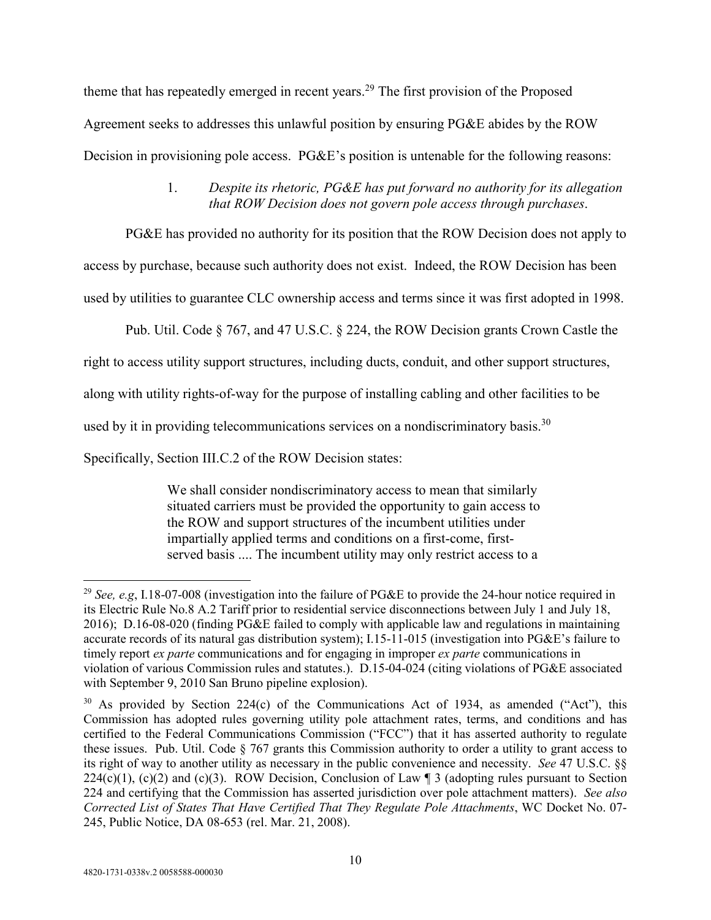theme that has repeatedly emerged in recent years.[29] The first provision of the Proposed Agreement seeks to addresses this unlawful position by ensuring PG&E abides by the ROW Decision in provisioning pole access. PG&E's position is untenable for the following reasons:

1. *Despite its rhetoric, PG&E has put forward no authority for its allegation that ROW Decision does not govern pole access through purchases*.

PG&E has provided no authority for its position that the ROW Decision does not apply to access by purchase, because such authority does not exist. Indeed, the ROW Decision has been used by utilities to guarantee CLC ownership access and terms since it was first adopted in 1998.

Pub. Util. Code § 767, and 47 U.S.C. § 224, the ROW Decision grants Crown Castle the right to access utility support structures, including ducts, conduit, and other support structures, along with utility rights-of-way for the purpose of installing cabling and other facilities to be used by it in providing telecommunications services on a nondiscriminatory basis.[30] Specifically, Section III.C.2 of the ROW Decision states:

> We shall consider nondiscriminatory access to mean that similarly situated carriers must be provided the opportunity to gain access to the ROW and support structures of the incumbent utilities under impartially applied terms and conditions on a first-come, first-served basis .... The incumbent utility may only restrict access to a

---

[29] *See, e.g*, I.18-07-008 (investigation into the failure of PG&E to provide the 24-hour notice required in its Electric Rule No.8 A.2 Tariff prior to residential service disconnections between July 1 and July 18, 2016); D.16-08-020 (finding PG&E failed to comply with applicable law and regulations in maintaining accurate records of its natural gas distribution system); I.15-11-015 (investigation into PG&E's failure to timely report *ex parte* communications and for engaging in improper *ex parte* communications in violation of various Commission rules and statutes.). D.15-04-024 (citing violations of PG&E associated with September 9, 2010 San Bruno pipeline explosion).

[30] As provided by Section 224(c) of the Communications Act of 1934, as amended ("Act"), this Commission has adopted rules governing utility pole attachment rates, terms, and conditions and has certified to the Federal Communications Commission ("FCC") that it has asserted authority to regulate these issues. Pub. Util. Code § 767 grants this Commission authority to order a utility to grant access to its right of way to another utility as necessary in the public convenience and necessity. *See* 47 U.S.C. §§ 224(c)(1), (c)(2) and (c)(3). ROW Decision, Conclusion of Law ¶ 3 (adopting rules pursuant to Section 224 and certifying that the Commission has asserted jurisdiction over pole attachment matters). *See also Corrected List of States That Have Certified That They Regulate Pole Attachments*, WC Docket No. 07-245, Public Notice, DA 08-653 (rel. Mar. 21, 2008).

4820-1731-0338v.2 0058588-000030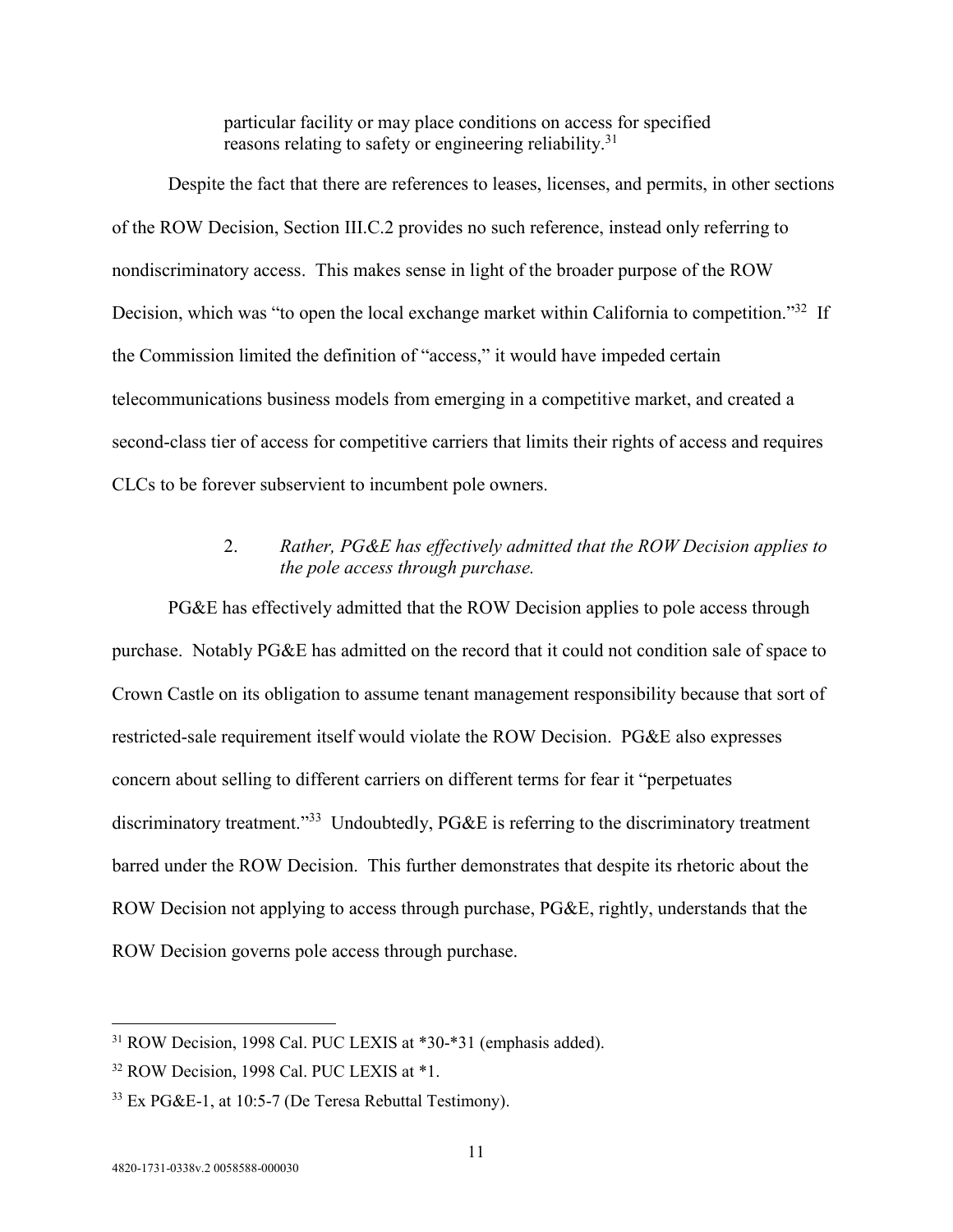> particular facility or may place conditions on access for specified reasons relating to safety or engineering reliability.[31]

Despite the fact that there are references to leases, licenses, and permits, in other sections of the ROW Decision, Section III.C.2 provides no such reference, instead only referring to nondiscriminatory access. This makes sense in light of the broader purpose of the ROW Decision, which was "to open the local exchange market within California to competition."[32] If the Commission limited the definition of "access," it would have impeded certain telecommunications business models from emerging in a competitive market, and created a second-class tier of access for competitive carriers that limits their rights of access and requires CLCs to be forever subservient to incumbent pole owners.

### 2. *Rather, PG&E has effectively admitted that the ROW Decision applies to the pole access through purchase.*

PG&E has effectively admitted that the ROW Decision applies to pole access through purchase. Notably PG&E has admitted on the record that it could not condition sale of space to Crown Castle on its obligation to assume tenant management responsibility because that sort of restricted-sale requirement itself would violate the ROW Decision. PG&E also expresses concern about selling to different carriers on different terms for fear it "perpetuates discriminatory treatment."[33] Undoubtedly, PG&E is referring to the discriminatory treatment barred under the ROW Decision. This further demonstrates that despite its rhetoric about the ROW Decision not applying to access through purchase, PG&E, rightly, understands that the ROW Decision governs pole access through purchase.

---

[31] ROW Decision, 1998 Cal. PUC LEXIS at *30-*31 (emphasis added).

[32] ROW Decision, 1998 Cal. PUC LEXIS at *1.

[33] Ex PG&E-1, at 10:5-7 (De Teresa Rebuttal Testimony).

4820-1731-0338v.2 0058588-000030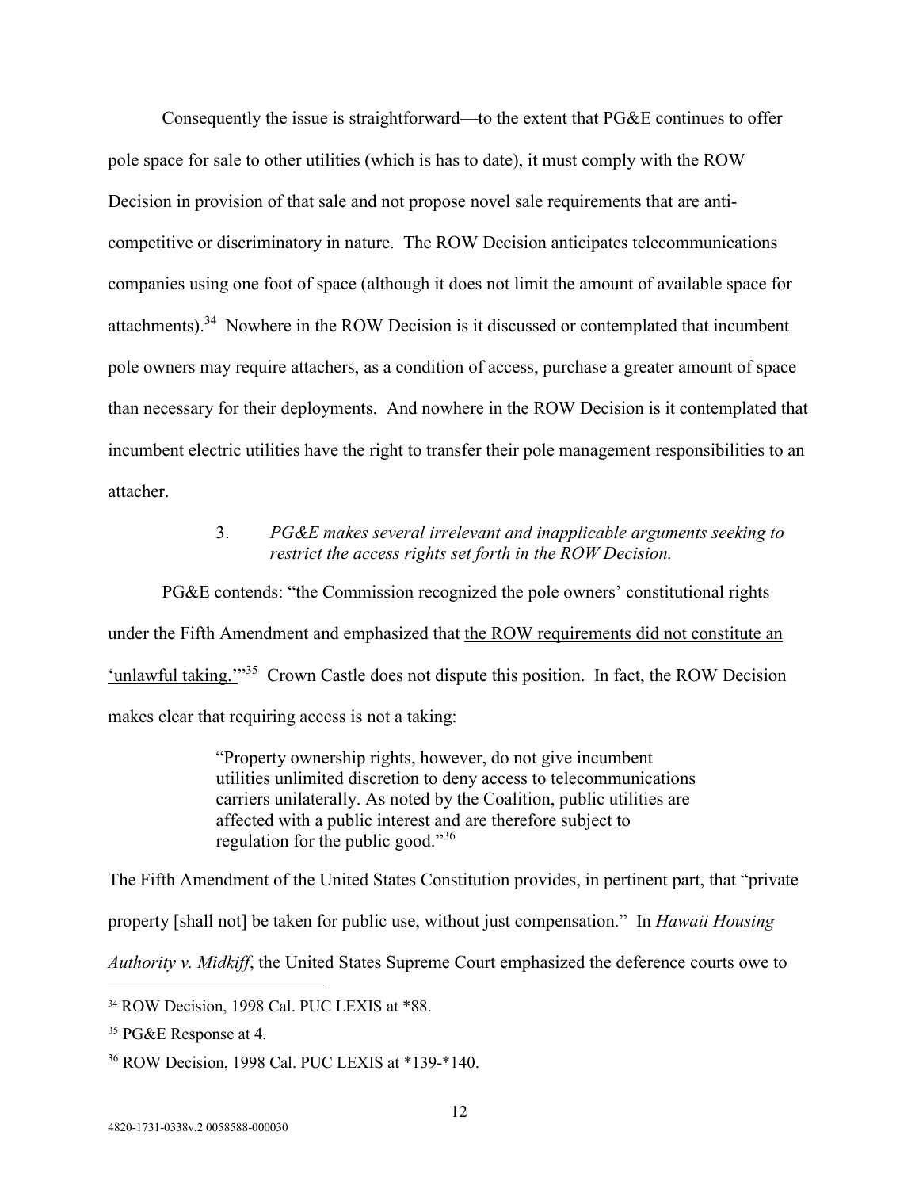Consequently the issue is straightforward—to the extent that PG&E continues to offer pole space for sale to other utilities (which is has to date), it must comply with the ROW Decision in provision of that sale and not propose novel sale requirements that are anti-competitive or discriminatory in nature. The ROW Decision anticipates telecommunications companies using one foot of space (although it does not limit the amount of available space for attachments).[34] Nowhere in the ROW Decision is it discussed or contemplated that incumbent pole owners may require attachers, as a condition of access, purchase a greater amount of space than necessary for their deployments. And nowhere in the ROW Decision is it contemplated that incumbent electric utilities have the right to transfer their pole management responsibilities to an attacher.

### 3. *PG&E makes several irrelevant and inapplicable arguments seeking to restrict the access rights set forth in the ROW Decision.*

PG&E contends: "the Commission recognized the pole owners' constitutional rights under the Fifth Amendment and emphasized that <u>the ROW requirements did not constitute an 'unlawful taking.'</u>"[35] Crown Castle does not dispute this position. In fact, the ROW Decision makes clear that requiring access is not a taking:

> "Property ownership rights, however, do not give incumbent utilities unlimited discretion to deny access to telecommunications carriers unilaterally. As noted by the Coalition, public utilities are affected with a public interest and are therefore subject to regulation for the public good."[36]

The Fifth Amendment of the United States Constitution provides, in pertinent part, that "private property [shall not] be taken for public use, without just compensation." In *Hawaii Housing Authority v. Midkiff*, the United States Supreme Court emphasized the deference courts owe to

---

[34] ROW Decision, 1998 Cal. PUC LEXIS at *88.

[35] PG&E Response at 4.

[36] ROW Decision, 1998 Cal. PUC LEXIS at *139-*140.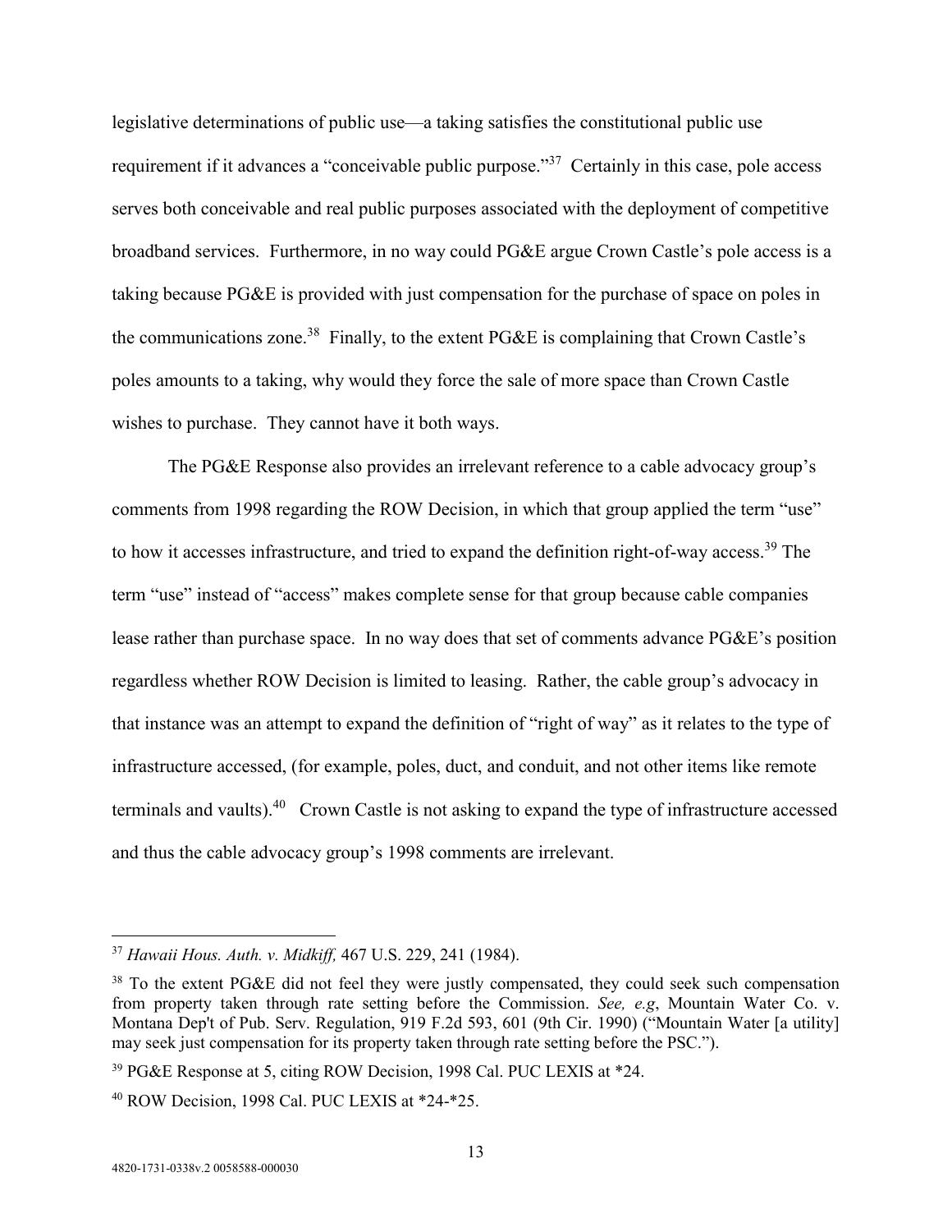legislative determinations of public use—a taking satisfies the constitutional public use requirement if it advances a "conceivable public purpose."[37] Certainly in this case, pole access serves both conceivable and real public purposes associated with the deployment of competitive broadband services. Furthermore, in no way could PG&E argue Crown Castle's pole access is a taking because PG&E is provided with just compensation for the purchase of space on poles in the communications zone.[38] Finally, to the extent PG&E is complaining that Crown Castle's poles amounts to a taking, why would they force the sale of more space than Crown Castle wishes to purchase. They cannot have it both ways.

The PG&E Response also provides an irrelevant reference to a cable advocacy group's comments from 1998 regarding the ROW Decision, in which that group applied the term "use" to how it accesses infrastructure, and tried to expand the definition right-of-way access.[39] The term "use" instead of "access" makes complete sense for that group because cable companies lease rather than purchase space. In no way does that set of comments advance PG&E's position regardless whether ROW Decision is limited to leasing. Rather, the cable group's advocacy in that instance was an attempt to expand the definition of "right of way" as it relates to the type of infrastructure accessed, (for example, poles, duct, and conduit, and not other items like remote terminals and vaults).[40] Crown Castle is not asking to expand the type of infrastructure accessed and thus the cable advocacy group's 1998 comments are irrelevant.

---

[37] *Hawaii Hous. Auth. v. Midkiff,* 467 U.S. 229, 241 (1984).

[38] To the extent PG&E did not feel they were justly compensated, they could seek such compensation from property taken through rate setting before the Commission. *See, e.g*, Mountain Water Co. v. Montana Dep't of Pub. Serv. Regulation, 919 F.2d 593, 601 (9th Cir. 1990) ("Mountain Water [a utility] may seek just compensation for its property taken through rate setting before the PSC.").

[39] PG&E Response at 5, citing ROW Decision, 1998 Cal. PUC LEXIS at *24.

[40] ROW Decision, 1998 Cal. PUC LEXIS at *24-*25.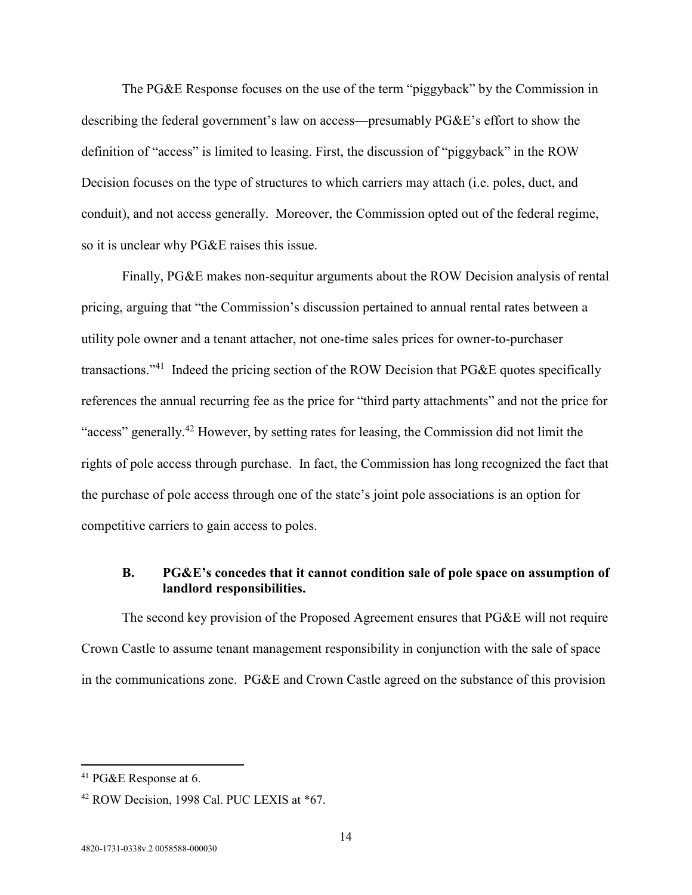The PG&E Response focuses on the use of the term "piggyback" by the Commission in describing the federal government's law on access—presumably PG&E's effort to show the definition of "access" is limited to leasing. First, the discussion of "piggyback" in the ROW Decision focuses on the type of structures to which carriers may attach (i.e. poles, duct, and conduit), and not access generally. Moreover, the Commission opted out of the federal regime, so it is unclear why PG&E raises this issue.

Finally, PG&E makes non-sequitur arguments about the ROW Decision analysis of rental pricing, arguing that "the Commission's discussion pertained to annual rental rates between a utility pole owner and a tenant attacher, not one-time sales prices for owner-to-purchaser transactions."[41] Indeed the pricing section of the ROW Decision that PG&E quotes specifically references the annual recurring fee as the price for "third party attachments" and not the price for "access" generally.[42] However, by setting rates for leasing, the Commission did not limit the rights of pole access through purchase. In fact, the Commission has long recognized the fact that the purchase of pole access through one of the state's joint pole associations is an option for competitive carriers to gain access to poles.

### B. PG&E's concedes that it cannot condition sale of pole space on assumption of landlord responsibilities.

The second key provision of the Proposed Agreement ensures that PG&E will not require Crown Castle to assume tenant management responsibility in conjunction with the sale of space in the communications zone. PG&E and Crown Castle agreed on the substance of this provision

---

[41] PG&E Response at 6.

[42] ROW Decision, 1998 Cal. PUC LEXIS at *67.

4820-1731-0338v.2 0058588-000030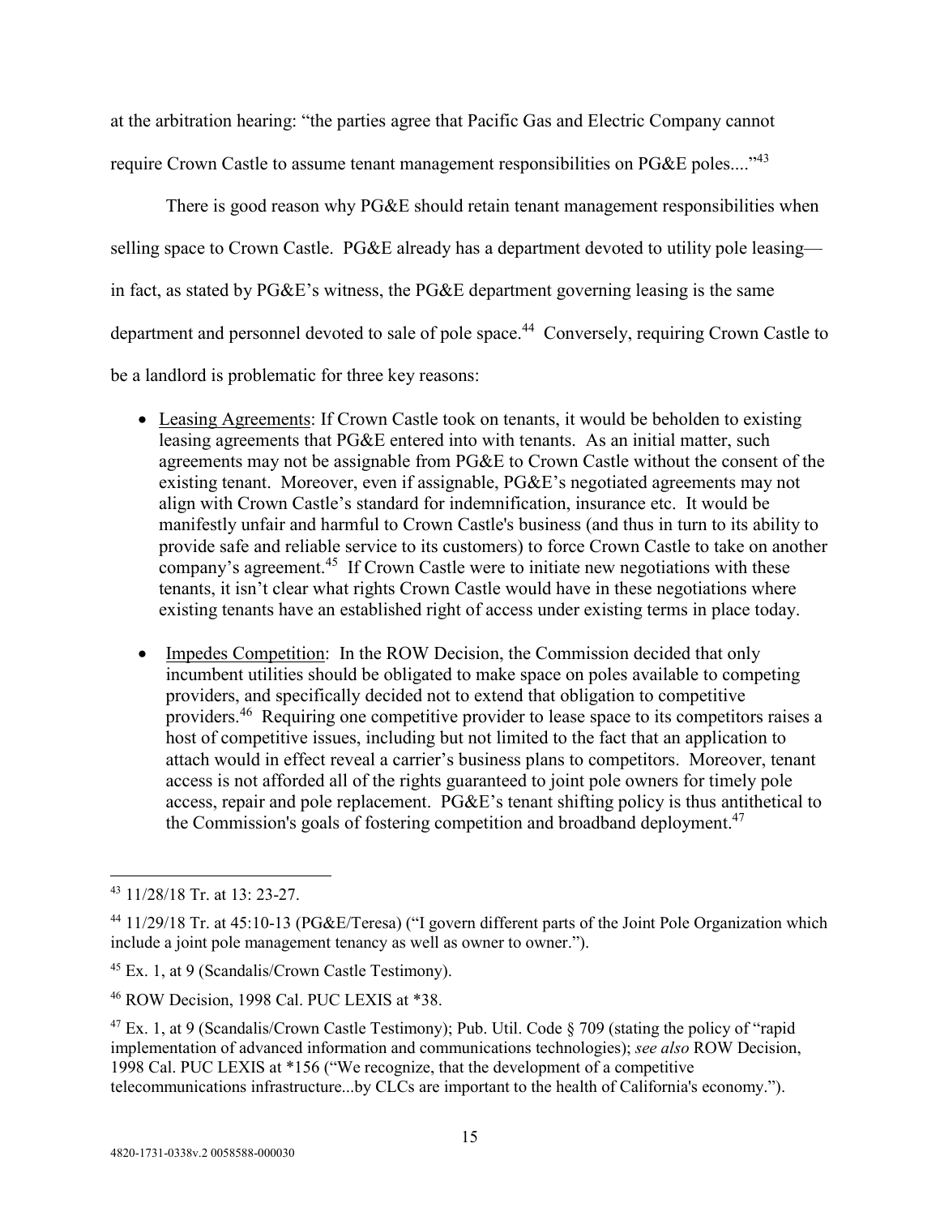at the arbitration hearing: "the parties agree that Pacific Gas and Electric Company cannot require Crown Castle to assume tenant management responsibilities on PG&E poles...."[43]

There is good reason why PG&E should retain tenant management responsibilities when selling space to Crown Castle. PG&E already has a department devoted to utility pole leasing—in fact, as stated by PG&E's witness, the PG&E department governing leasing is the same department and personnel devoted to sale of pole space.[44] Conversely, requiring Crown Castle to be a landlord is problematic for three key reasons:

- Leasing Agreements: If Crown Castle took on tenants, it would be beholden to existing leasing agreements that PG&E entered into with tenants. As an initial matter, such agreements may not be assignable from PG&E to Crown Castle without the consent of the existing tenant. Moreover, even if assignable, PG&E's negotiated agreements may not align with Crown Castle's standard for indemnification, insurance etc. It would be manifestly unfair and harmful to Crown Castle's business (and thus in turn to its ability to provide safe and reliable service to its customers) to force Crown Castle to take on another company's agreement.[45] If Crown Castle were to initiate new negotiations with these tenants, it isn't clear what rights Crown Castle would have in these negotiations where existing tenants have an established right of access under existing terms in place today.

- Impedes Competition: In the ROW Decision, the Commission decided that only incumbent utilities should be obligated to make space on poles available to competing providers, and specifically decided not to extend that obligation to competitive providers.[46] Requiring one competitive provider to lease space to its competitors raises a host of competitive issues, including but not limited to the fact that an application to attach would in effect reveal a carrier's business plans to competitors. Moreover, tenant access is not afforded all of the rights guaranteed to joint pole owners for timely pole access, repair and pole replacement. PG&E's tenant shifting policy is thus antithetical to the Commission's goals of fostering competition and broadband deployment.[47]

---

[43] 11/28/18 Tr. at 13: 23-27.

[44] 11/29/18 Tr. at 45:10-13 (PG&E/Teresa) ("I govern different parts of the Joint Pole Organization which include a joint pole management tenancy as well as owner to owner.").

[45] Ex. 1, at 9 (Scandalis/Crown Castle Testimony).

[46] ROW Decision, 1998 Cal. PUC LEXIS at *38.

[47] Ex. 1, at 9 (Scandalis/Crown Castle Testimony); Pub. Util. Code § 709 (stating the policy of "rapid implementation of advanced information and communications technologies); *see also* ROW Decision, 1998 Cal. PUC LEXIS at *156 ("We recognize, that the development of a competitive telecommunications infrastructure...by CLCs are important to the health of California's economy.").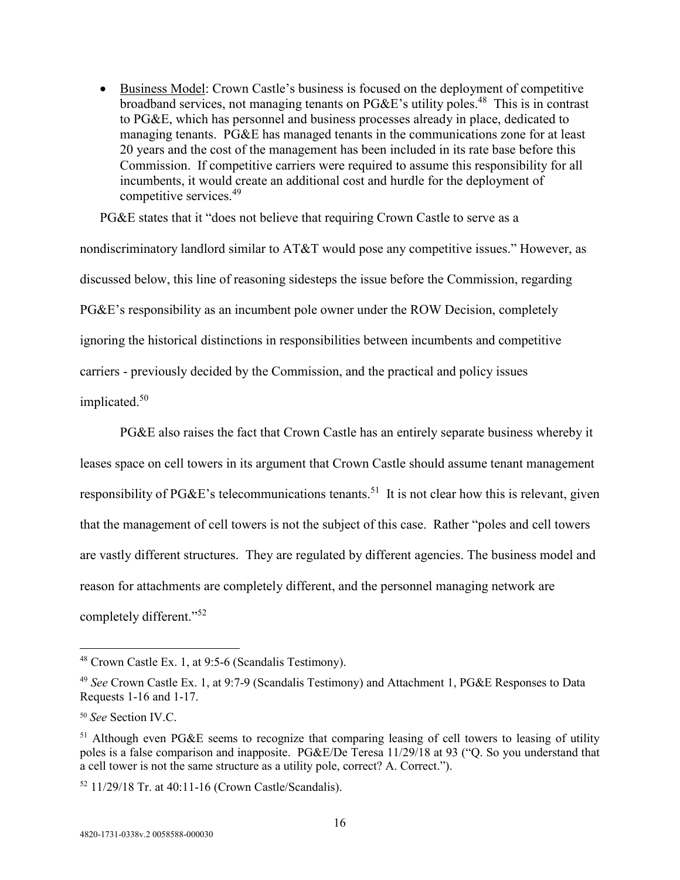- Business Model: Crown Castle's business is focused on the deployment of competitive broadband services, not managing tenants on PG&E's utility poles.[48] This is in contrast to PG&E, which has personnel and business processes already in place, dedicated to managing tenants. PG&E has managed tenants in the communications zone for at least 20 years and the cost of the management has been included in its rate base before this Commission. If competitive carriers were required to assume this responsibility for all incumbents, it would create an additional cost and hurdle for the deployment of competitive services.[49]

PG&E states that it "does not believe that requiring Crown Castle to serve as a nondiscriminatory landlord similar to AT&T would pose any competitive issues." However, as discussed below, this line of reasoning sidesteps the issue before the Commission, regarding PG&E's responsibility as an incumbent pole owner under the ROW Decision, completely ignoring the historical distinctions in responsibilities between incumbents and competitive carriers - previously decided by the Commission, and the practical and policy issues implicated.[50]

PG&E also raises the fact that Crown Castle has an entirely separate business whereby it leases space on cell towers in its argument that Crown Castle should assume tenant management responsibility of PG&E's telecommunications tenants.[51] It is not clear how this is relevant, given that the management of cell towers is not the subject of this case. Rather "poles and cell towers are vastly different structures. They are regulated by different agencies. The business model and reason for attachments are completely different, and the personnel managing network are completely different."[52]

---

[48] Crown Castle Ex. 1, at 9:5-6 (Scandalis Testimony).

[49] *See* Crown Castle Ex. 1, at 9:7-9 (Scandalis Testimony) and Attachment 1, PG&E Responses to Data Requests 1-16 and 1-17.

[50] *See* Section IV.C.

[51] Although even PG&E seems to recognize that comparing leasing of cell towers to leasing of utility poles is a false comparison and inapposite. PG&E/De Teresa 11/29/18 at 93 ("Q. So you understand that a cell tower is not the same structure as a utility pole, correct? A. Correct.").

[52] 11/29/18 Tr. at 40:11-16 (Crown Castle/Scandalis).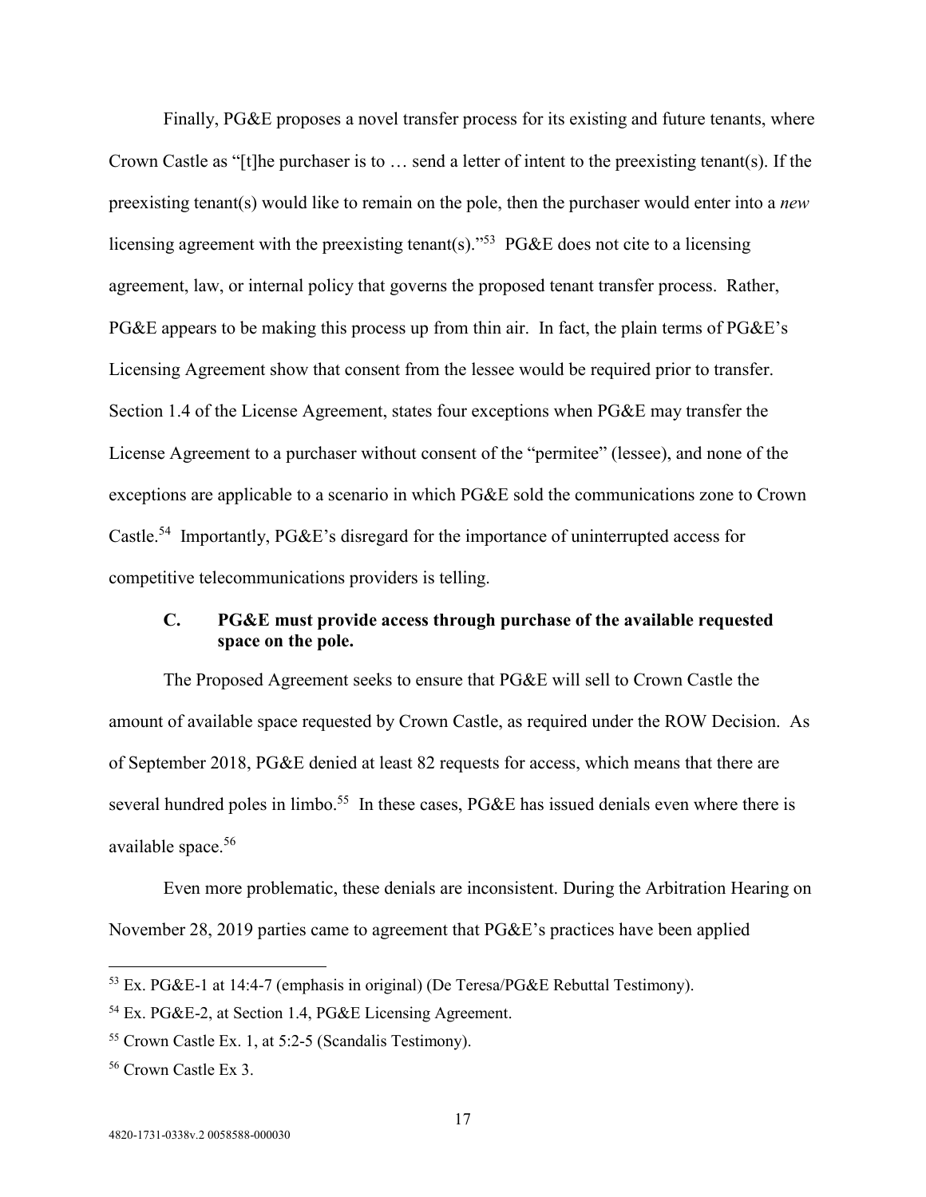Finally, PG&E proposes a novel transfer process for its existing and future tenants, where Crown Castle as "[t]he purchaser is to … send a letter of intent to the preexisting tenant(s). If the preexisting tenant(s) would like to remain on the pole, then the purchaser would enter into a *new* licensing agreement with the preexisting tenant(s)."[53] PG&E does not cite to a licensing agreement, law, or internal policy that governs the proposed tenant transfer process. Rather, PG&E appears to be making this process up from thin air. In fact, the plain terms of PG&E's Licensing Agreement show that consent from the lessee would be required prior to transfer. Section 1.4 of the License Agreement, states four exceptions when PG&E may transfer the License Agreement to a purchaser without consent of the "permitee" (lessee), and none of the exceptions are applicable to a scenario in which PG&E sold the communications zone to Crown Castle.[54] Importantly, PG&E's disregard for the importance of uninterrupted access for competitive telecommunications providers is telling.

### C. PG&E must provide access through purchase of the available requested space on the pole.

The Proposed Agreement seeks to ensure that PG&E will sell to Crown Castle the amount of available space requested by Crown Castle, as required under the ROW Decision. As of September 2018, PG&E denied at least 82 requests for access, which means that there are several hundred poles in limbo.[55] In these cases, PG&E has issued denials even where there is available space.[56]

Even more problematic, these denials are inconsistent. During the Arbitration Hearing on November 28, 2019 parties came to agreement that PG&E's practices have been applied

---

[53] Ex. PG&E-1 at 14:4-7 (emphasis in original) (De Teresa/PG&E Rebuttal Testimony).

[54] Ex. PG&E-2, at Section 1.4, PG&E Licensing Agreement.

[55] Crown Castle Ex. 1, at 5:2-5 (Scandalis Testimony).

[56] Crown Castle Ex 3.

4820-1731-0338v.2 0058588-000030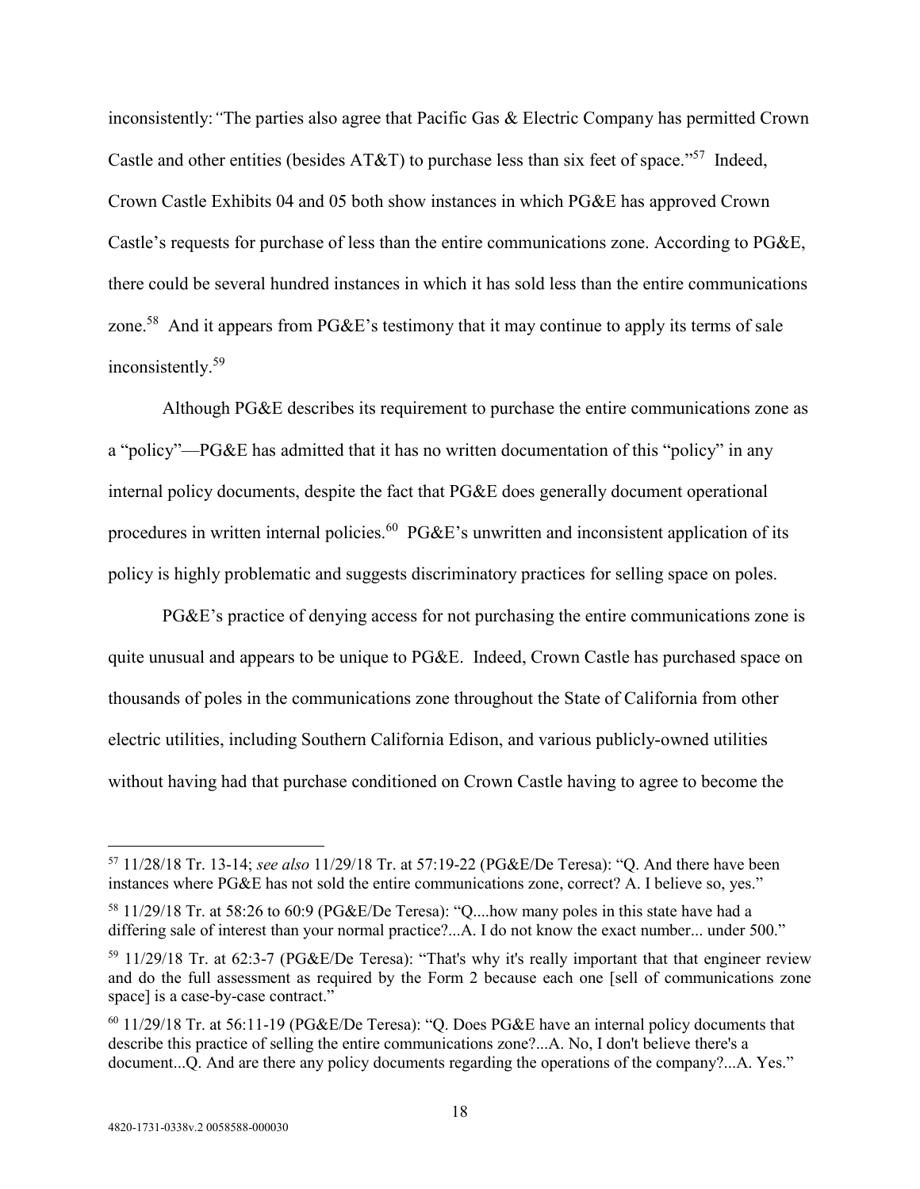inconsistently: "The parties also agree that Pacific Gas & Electric Company has permitted Crown Castle and other entities (besides AT&T) to purchase less than six feet of space."[57] Indeed, Crown Castle Exhibits 04 and 05 both show instances in which PG&E has approved Crown Castle's requests for purchase of less than the entire communications zone. According to PG&E, there could be several hundred instances in which it has sold less than the entire communications zone.[58] And it appears from PG&E's testimony that it may continue to apply its terms of sale inconsistently.[59]

Although PG&E describes its requirement to purchase the entire communications zone as a "policy"—PG&E has admitted that it has no written documentation of this "policy" in any internal policy documents, despite the fact that PG&E does generally document operational procedures in written internal policies.[60] PG&E's unwritten and inconsistent application of its policy is highly problematic and suggests discriminatory practices for selling space on poles.

PG&E's practice of denying access for not purchasing the entire communications zone is quite unusual and appears to be unique to PG&E. Indeed, Crown Castle has purchased space on thousands of poles in the communications zone throughout the State of California from other electric utilities, including Southern California Edison, and various publicly-owned utilities without having had that purchase conditioned on Crown Castle having to agree to become the

---

[57] 11/28/18 Tr. 13-14; *see also* 11/29/18 Tr. at 57:19-22 (PG&E/De Teresa): "Q. And there have been instances where PG&E has not sold the entire communications zone, correct? A. I believe so, yes."

[58] 11/29/18 Tr. at 58:26 to 60:9 (PG&E/De Teresa): "Q....how many poles in this state have had a differing sale of interest than your normal practice?...A. I do not know the exact number... under 500."

[59] 11/29/18 Tr. at 62:3-7 (PG&E/De Teresa): "That's why it's really important that that engineer review and do the full assessment as required by the Form 2 because each one [sell of communications zone space] is a case-by-case contract."

[60] 11/29/18 Tr. at 56:11-19 (PG&E/De Teresa): "Q. Does PG&E have an internal policy documents that describe this practice of selling the entire communications zone?...A. No, I don't believe there's a document...Q. And are there any policy documents regarding the operations of the company?...A. Yes."

4820-1731-0338v.2 0058588-000030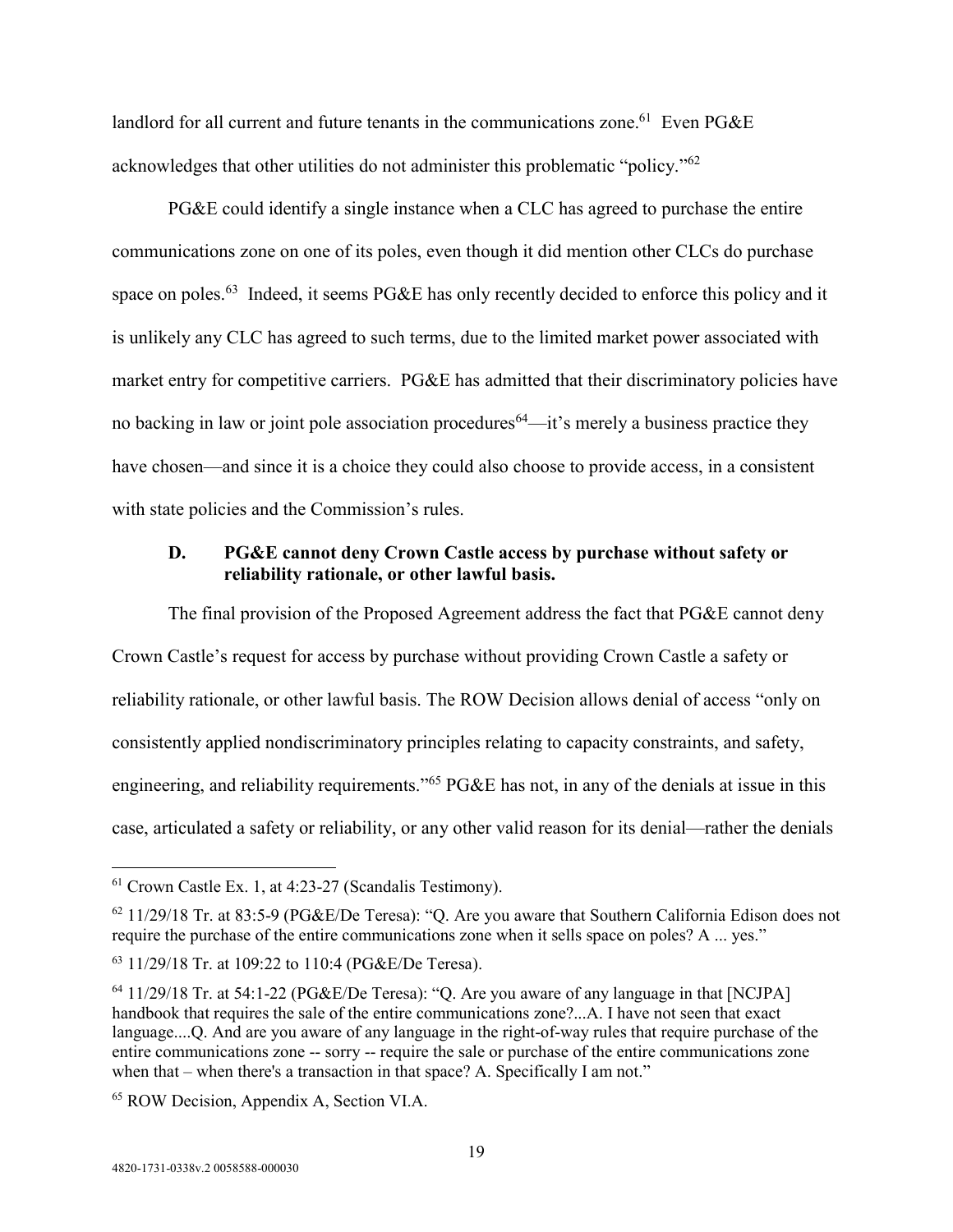landlord for all current and future tenants in the communications zone.[61] Even PG&E acknowledges that other utilities do not administer this problematic "policy."[62]

PG&E could identify a single instance when a CLC has agreed to purchase the entire communications zone on one of its poles, even though it did mention other CLCs do purchase space on poles.[63] Indeed, it seems PG&E has only recently decided to enforce this policy and it is unlikely any CLC has agreed to such terms, due to the limited market power associated with market entry for competitive carriers. PG&E has admitted that their discriminatory policies have no backing in law or joint pole association procedures[64]—it's merely a business practice they have chosen—and since it is a choice they could also choose to provide access, in a consistent with state policies and the Commission's rules.

### D. PG&E cannot deny Crown Castle access by purchase without safety or reliability rationale, or other lawful basis.

The final provision of the Proposed Agreement address the fact that PG&E cannot deny Crown Castle's request for access by purchase without providing Crown Castle a safety or reliability rationale, or other lawful basis. The ROW Decision allows denial of access "only on consistently applied nondiscriminatory principles relating to capacity constraints, and safety, engineering, and reliability requirements."[65] PG&E has not, in any of the denials at issue in this case, articulated a safety or reliability, or any other valid reason for its denial—rather the denials

---

[61] Crown Castle Ex. 1, at 4:23-27 (Scandalis Testimony).

[62] 11/29/18 Tr. at 83:5-9 (PG&E/De Teresa): "Q. Are you aware that Southern California Edison does not require the purchase of the entire communications zone when it sells space on poles? A ... yes."

[63] 11/29/18 Tr. at 109:22 to 110:4 (PG&E/De Teresa).

[64] 11/29/18 Tr. at 54:1-22 (PG&E/De Teresa): "Q. Are you aware of any language in that [NCJPA] handbook that requires the sale of the entire communications zone?...A. I have not seen that exact language....Q. And are you aware of any language in the right-of-way rules that require purchase of the entire communications zone -- sorry -- require the sale or purchase of the entire communications zone when that – when there's a transaction in that space? A. Specifically I am not."

[65] ROW Decision, Appendix A, Section VI.A.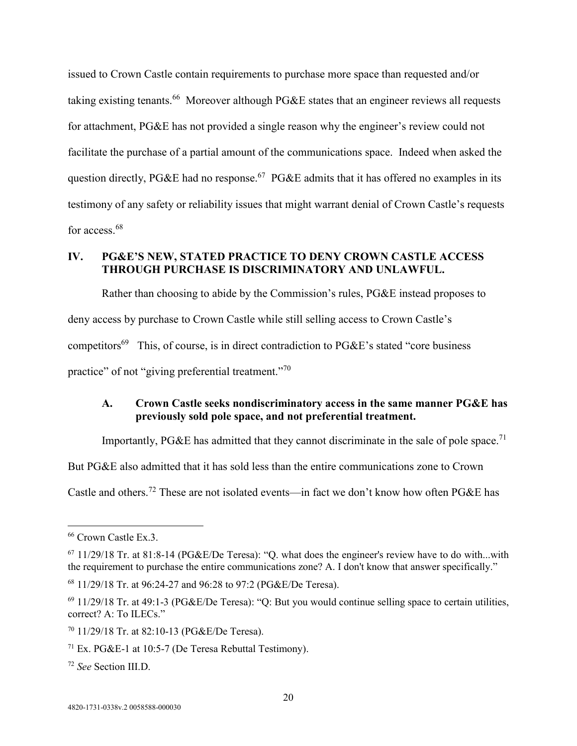issued to Crown Castle contain requirements to purchase more space than requested and/or taking existing tenants.[66] Moreover although PG&E states that an engineer reviews all requests for attachment, PG&E has not provided a single reason why the engineer's review could not facilitate the purchase of a partial amount of the communications space. Indeed when asked the question directly, PG&E had no response.[67] PG&E admits that it has offered no examples in its testimony of any safety or reliability issues that might warrant denial of Crown Castle's requests for access.[68]

## IV. PG&E'S NEW, STATED PRACTICE TO DENY CROWN CASTLE ACCESS THROUGH PURCHASE IS DISCRIMINATORY AND UNLAWFUL.

Rather than choosing to abide by the Commission's rules, PG&E instead proposes to deny access by purchase to Crown Castle while still selling access to Crown Castle's competitors[69] This, of course, is in direct contradiction to PG&E's stated "core business practice" of not "giving preferential treatment."[70]

### A. Crown Castle seeks nondiscriminatory access in the same manner PG&E has previously sold pole space, and not preferential treatment.

Importantly, PG&E has admitted that they cannot discriminate in the sale of pole space.[71] But PG&E also admitted that it has sold less than the entire communications zone to Crown Castle and others.[72] These are not isolated events—in fact we don't know how often PG&E has

---

[66] Crown Castle Ex.3.

[67] 11/29/18 Tr. at 81:8-14 (PG&E/De Teresa): "Q. what does the engineer's review have to do with...with the requirement to purchase the entire communications zone? A. I don't know that answer specifically."

[68] 11/29/18 Tr. at 96:24-27 and 96:28 to 97:2 (PG&E/De Teresa).

[69] 11/29/18 Tr. at 49:1-3 (PG&E/De Teresa): "Q: But you would continue selling space to certain utilities, correct? A: To ILECs."

[70] 11/29/18 Tr. at 82:10-13 (PG&E/De Teresa).

[71] Ex. PG&E-1 at 10:5-7 (De Teresa Rebuttal Testimony).

[72] *See* Section III.D.

4820-1731-0338v.2 0058588-000030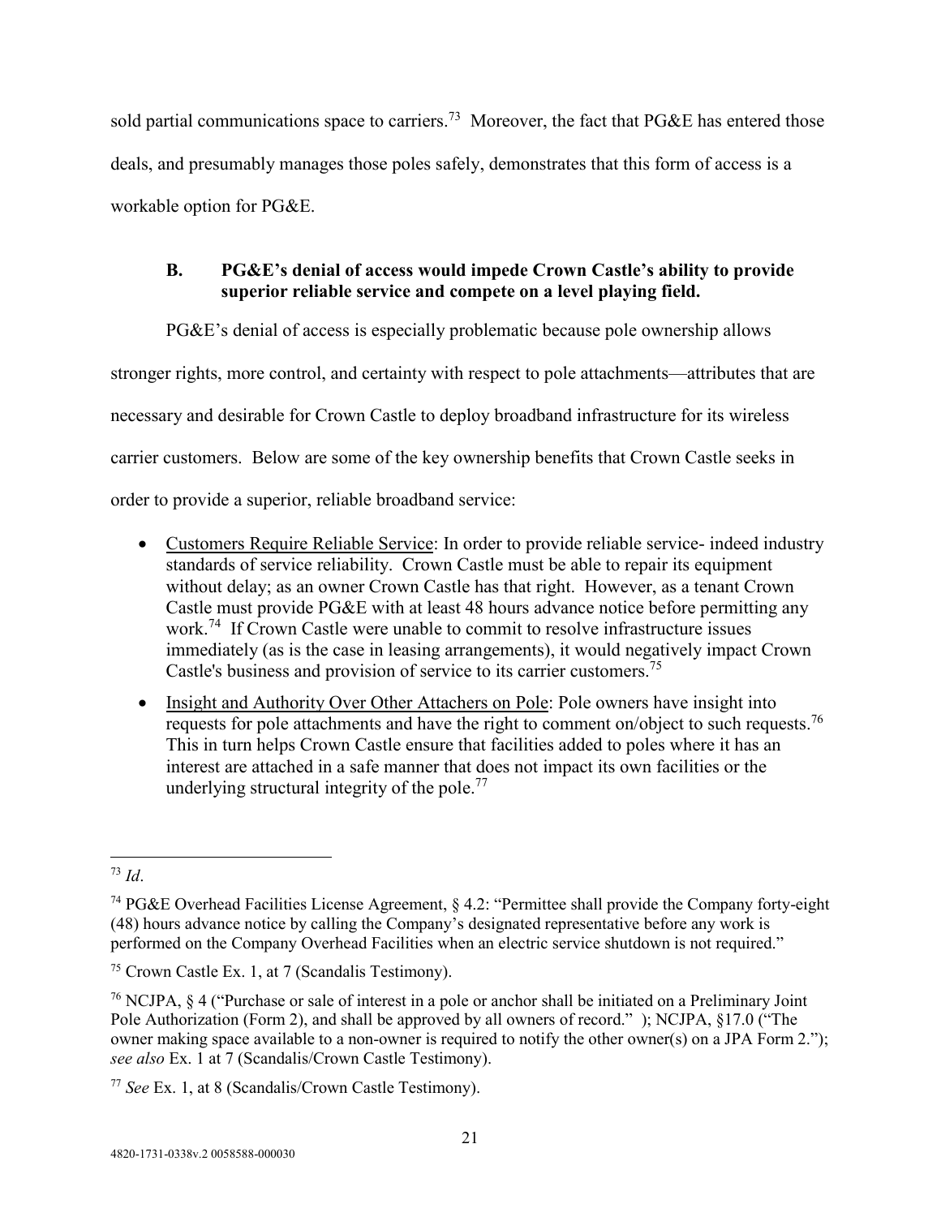sold partial communications space to carriers.[73] Moreover, the fact that PG&E has entered those deals, and presumably manages those poles safely, demonstrates that this form of access is a workable option for PG&E.

### B. PG&E's denial of access would impede Crown Castle's ability to provide superior reliable service and compete on a level playing field.

PG&E's denial of access is especially problematic because pole ownership allows stronger rights, more control, and certainty with respect to pole attachments—attributes that are necessary and desirable for Crown Castle to deploy broadband infrastructure for its wireless carrier customers. Below are some of the key ownership benefits that Crown Castle seeks in order to provide a superior, reliable broadband service:

- Customers Require Reliable Service: In order to provide reliable service- indeed industry standards of service reliability. Crown Castle must be able to repair its equipment without delay; as an owner Crown Castle has that right. However, as a tenant Crown Castle must provide PG&E with at least 48 hours advance notice before permitting any work.[74] If Crown Castle were unable to commit to resolve infrastructure issues immediately (as is the case in leasing arrangements), it would negatively impact Crown Castle's business and provision of service to its carrier customers.[75]
- Insight and Authority Over Other Attachers on Pole: Pole owners have insight into requests for pole attachments and have the right to comment on/object to such requests.[76] This in turn helps Crown Castle ensure that facilities added to poles where it has an interest are attached in a safe manner that does not impact its own facilities or the underlying structural integrity of the pole.[77]

---

[73] *Id*.

[74] PG&E Overhead Facilities License Agreement, § 4.2: "Permittee shall provide the Company forty-eight (48) hours advance notice by calling the Company's designated representative before any work is performed on the Company Overhead Facilities when an electric service shutdown is not required."

[75] Crown Castle Ex. 1, at 7 (Scandalis Testimony).

[76] NCJPA, § 4 ("Purchase or sale of interest in a pole or anchor shall be initiated on a Preliminary Joint Pole Authorization (Form 2), and shall be approved by all owners of record." ); NCJPA, §17.0 ("The owner making space available to a non-owner is required to notify the other owner(s) on a JPA Form 2."); *see also* Ex. 1 at 7 (Scandalis/Crown Castle Testimony).

[77] *See* Ex. 1, at 8 (Scandalis/Crown Castle Testimony).

4820-1731-0338v.2 0058588-000030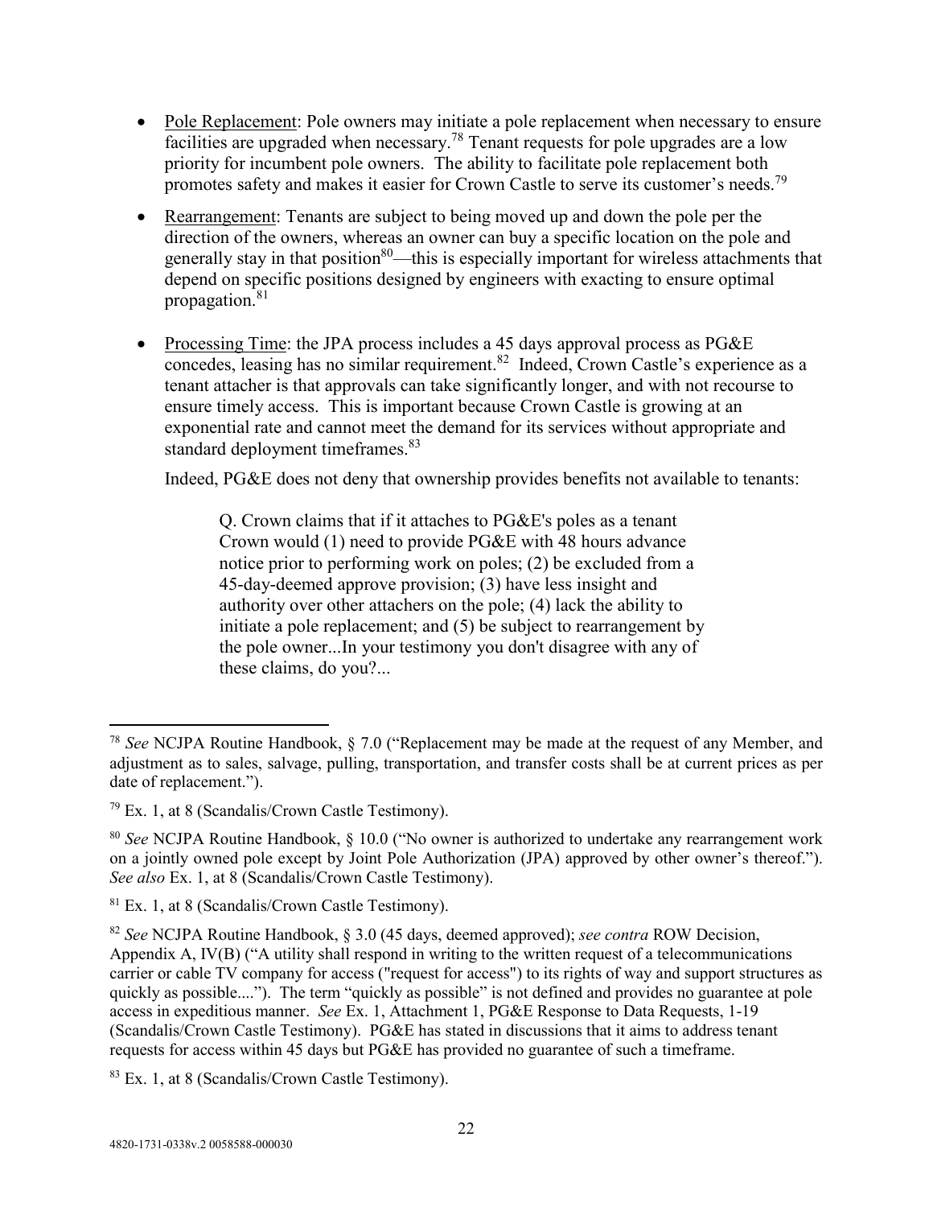- Pole Replacement: Pole owners may initiate a pole replacement when necessary to ensure facilities are upgraded when necessary.[78] Tenant requests for pole upgrades are a low priority for incumbent pole owners. The ability to facilitate pole replacement both promotes safety and makes it easier for Crown Castle to serve its customer's needs.[79]

- Rearrangement: Tenants are subject to being moved up and down the pole per the direction of the owners, whereas an owner can buy a specific location on the pole and generally stay in that position[80]—this is especially important for wireless attachments that depend on specific positions designed by engineers with exacting to ensure optimal propagation.[81]

- Processing Time: the JPA process includes a 45 days approval process as PG&E concedes, leasing has no similar requirement.[82] Indeed, Crown Castle's experience as a tenant attacher is that approvals can take significantly longer, and with not recourse to ensure timely access. This is important because Crown Castle is growing at an exponential rate and cannot meet the demand for its services without appropriate and standard deployment timeframes.[83]

  Indeed, PG&E does not deny that ownership provides benefits not available to tenants:

  > Q. Crown claims that if it attaches to PG&E's poles as a tenant Crown would (1) need to provide PG&E with 48 hours advance notice prior to performing work on poles; (2) be excluded from a 45-day-deemed approve provision; (3) have less insight and authority over other attachers on the pole; (4) lack the ability to initiate a pole replacement; and (5) be subject to rearrangement by the pole owner...In your testimony you don't disagree with any of these claims, do you?...

---

[78] *See* NCJPA Routine Handbook, § 7.0 ("Replacement may be made at the request of any Member, and adjustment as to sales, salvage, pulling, transportation, and transfer costs shall be at current prices as per date of replacement.").

[79] Ex. 1, at 8 (Scandalis/Crown Castle Testimony).

[80] *See* NCJPA Routine Handbook, § 10.0 ("No owner is authorized to undertake any rearrangement work on a jointly owned pole except by Joint Pole Authorization (JPA) approved by other owner's thereof."). *See also* Ex. 1, at 8 (Scandalis/Crown Castle Testimony).

[81] Ex. 1, at 8 (Scandalis/Crown Castle Testimony).

[82] *See* NCJPA Routine Handbook, § 3.0 (45 days, deemed approved); *see contra* ROW Decision, Appendix A, IV(B) ("A utility shall respond in writing to the written request of a telecommunications carrier or cable TV company for access ("request for access") to its rights of way and support structures as quickly as possible...."). The term "quickly as possible" is not defined and provides no guarantee at pole access in expeditious manner. *See* Ex. 1, Attachment 1, PG&E Response to Data Requests, 1-19 (Scandalis/Crown Castle Testimony). PG&E has stated in discussions that it aims to address tenant requests for access within 45 days but PG&E has provided no guarantee of such a timeframe.

[83] Ex. 1, at 8 (Scandalis/Crown Castle Testimony).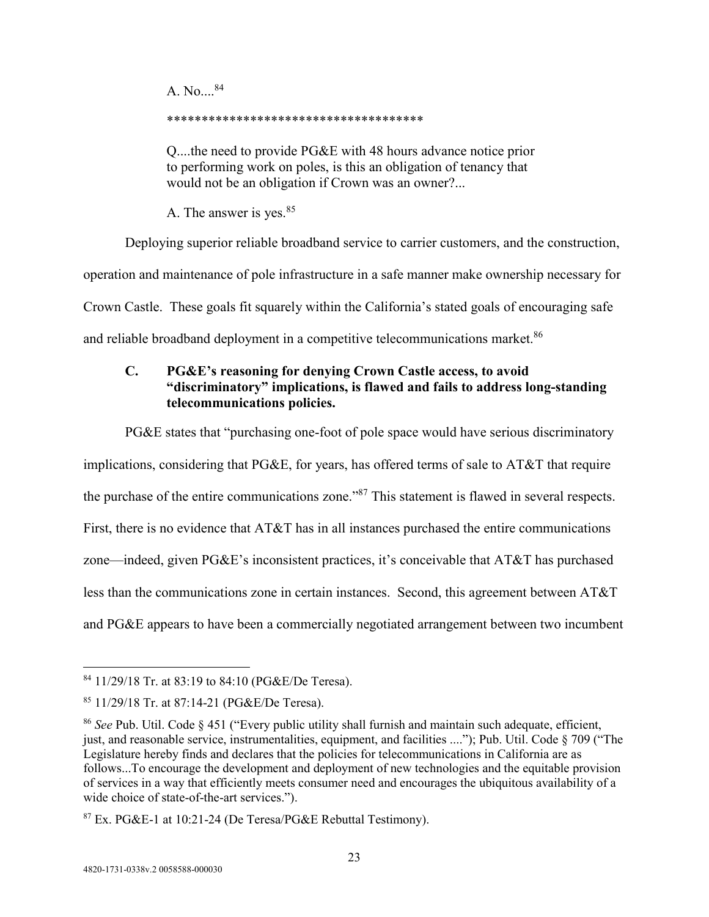> A. No....[84]
>
> ************************************
>
> Q....the need to provide PG&E with 48 hours advance notice prior to performing work on poles, is this an obligation of tenancy that would not be an obligation if Crown was an owner?...
>
> A. The answer is yes.[85]

Deploying superior reliable broadband service to carrier customers, and the construction, operation and maintenance of pole infrastructure in a safe manner make ownership necessary for Crown Castle. These goals fit squarely within the California's stated goals of encouraging safe and reliable broadband deployment in a competitive telecommunications market.[86]

### C. PG&E's reasoning for denying Crown Castle access, to avoid "discriminatory" implications, is flawed and fails to address long-standing telecommunications policies.

PG&E states that "purchasing one-foot of pole space would have serious discriminatory implications, considering that PG&E, for years, has offered terms of sale to AT&T that require the purchase of the entire communications zone."[87] This statement is flawed in several respects. First, there is no evidence that AT&T has in all instances purchased the entire communications zone—indeed, given PG&E's inconsistent practices, it's conceivable that AT&T has purchased less than the communications zone in certain instances. Second, this agreement between AT&T and PG&E appears to have been a commercially negotiated arrangement between two incumbent

---

[84] 11/29/18 Tr. at 83:19 to 84:10 (PG&E/De Teresa).

[85] 11/29/18 Tr. at 87:14-21 (PG&E/De Teresa).

[86] *See* Pub. Util. Code § 451 ("Every public utility shall furnish and maintain such adequate, efficient, just, and reasonable service, instrumentalities, equipment, and facilities ...."); Pub. Util. Code § 709 ("The Legislature hereby finds and declares that the policies for telecommunications in California are as follows...To encourage the development and deployment of new technologies and the equitable provision of services in a way that efficiently meets consumer need and encourages the ubiquitous availability of a wide choice of state-of-the-art services.").

[87] Ex. PG&E-1 at 10:21-24 (De Teresa/PG&E Rebuttal Testimony).

4820-1731-0338v.2 0058588-000030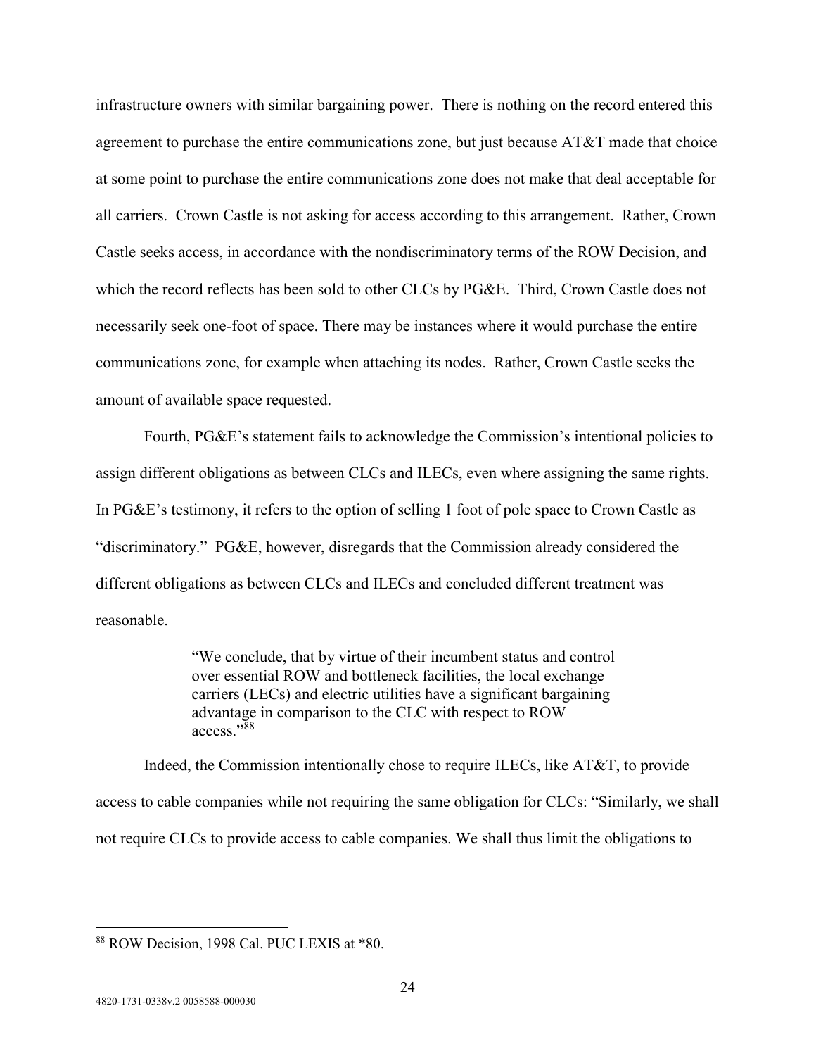infrastructure owners with similar bargaining power. There is nothing on the record entered this agreement to purchase the entire communications zone, but just because AT&T made that choice at some point to purchase the entire communications zone does not make that deal acceptable for all carriers. Crown Castle is not asking for access according to this arrangement. Rather, Crown Castle seeks access, in accordance with the nondiscriminatory terms of the ROW Decision, and which the record reflects has been sold to other CLCs by PG&E. Third, Crown Castle does not necessarily seek one-foot of space. There may be instances where it would purchase the entire communications zone, for example when attaching its nodes. Rather, Crown Castle seeks the amount of available space requested.

Fourth, PG&E's statement fails to acknowledge the Commission's intentional policies to assign different obligations as between CLCs and ILECs, even where assigning the same rights. In PG&E's testimony, it refers to the option of selling 1 foot of pole space to Crown Castle as "discriminatory." PG&E, however, disregards that the Commission already considered the different obligations as between CLCs and ILECs and concluded different treatment was reasonable.

> "We conclude, that by virtue of their incumbent status and control over essential ROW and bottleneck facilities, the local exchange carriers (LECs) and electric utilities have a significant bargaining advantage in comparison to the CLC with respect to ROW access."[88]

Indeed, the Commission intentionally chose to require ILECs, like AT&T, to provide access to cable companies while not requiring the same obligation for CLCs: "Similarly, we shall not require CLCs to provide access to cable companies. We shall thus limit the obligations to

---

[88] ROW Decision, 1998 Cal. PUC LEXIS at *80.

4820-1731-0338v.2 0058588-000030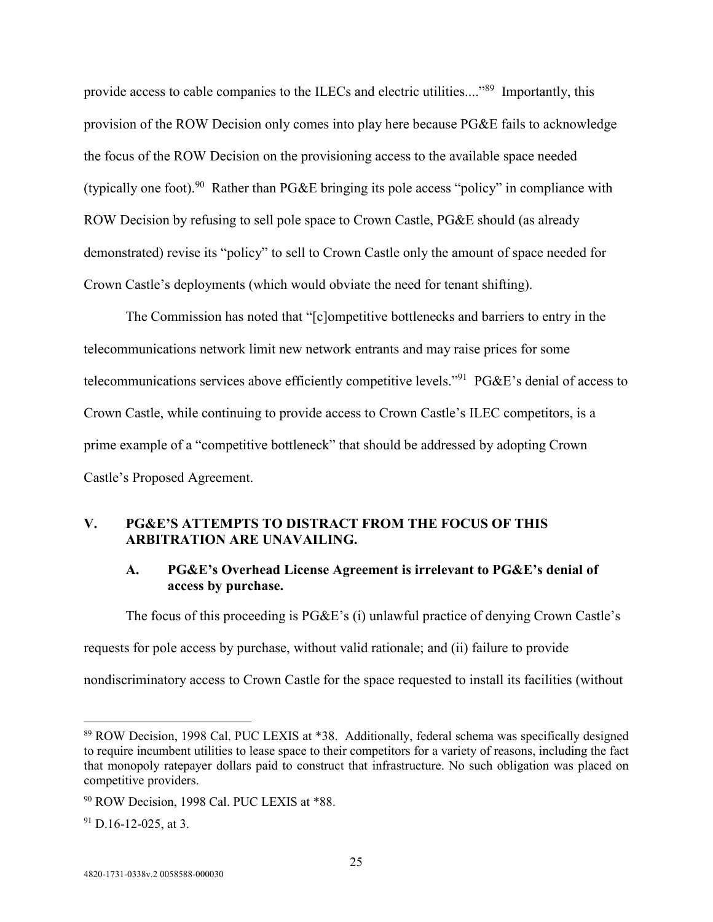provide access to cable companies to the ILECs and electric utilities...."[89] Importantly, this provision of the ROW Decision only comes into play here because PG&E fails to acknowledge the focus of the ROW Decision on the provisioning access to the available space needed (typically one foot).[90] Rather than PG&E bringing its pole access "policy" in compliance with ROW Decision by refusing to sell pole space to Crown Castle, PG&E should (as already demonstrated) revise its "policy" to sell to Crown Castle only the amount of space needed for Crown Castle's deployments (which would obviate the need for tenant shifting).

The Commission has noted that "[c]ompetitive bottlenecks and barriers to entry in the telecommunications network limit new network entrants and may raise prices for some telecommunications services above efficiently competitive levels."[91] PG&E's denial of access to Crown Castle, while continuing to provide access to Crown Castle's ILEC competitors, is a prime example of a "competitive bottleneck" that should be addressed by adopting Crown Castle's Proposed Agreement.

## V. PG&E'S ATTEMPTS TO DISTRACT FROM THE FOCUS OF THIS ARBITRATION ARE UNAVAILING.

### A. PG&E's Overhead License Agreement is irrelevant to PG&E's denial of access by purchase.

The focus of this proceeding is PG&E's (i) unlawful practice of denying Crown Castle's requests for pole access by purchase, without valid rationale; and (ii) failure to provide nondiscriminatory access to Crown Castle for the space requested to install its facilities (without

---

[89] ROW Decision, 1998 Cal. PUC LEXIS at *38. Additionally, federal schema was specifically designed to require incumbent utilities to lease space to their competitors for a variety of reasons, including the fact that monopoly ratepayer dollars paid to construct that infrastructure. No such obligation was placed on competitive providers.

[90] ROW Decision, 1998 Cal. PUC LEXIS at *88.

[91] D.16-12-025, at 3.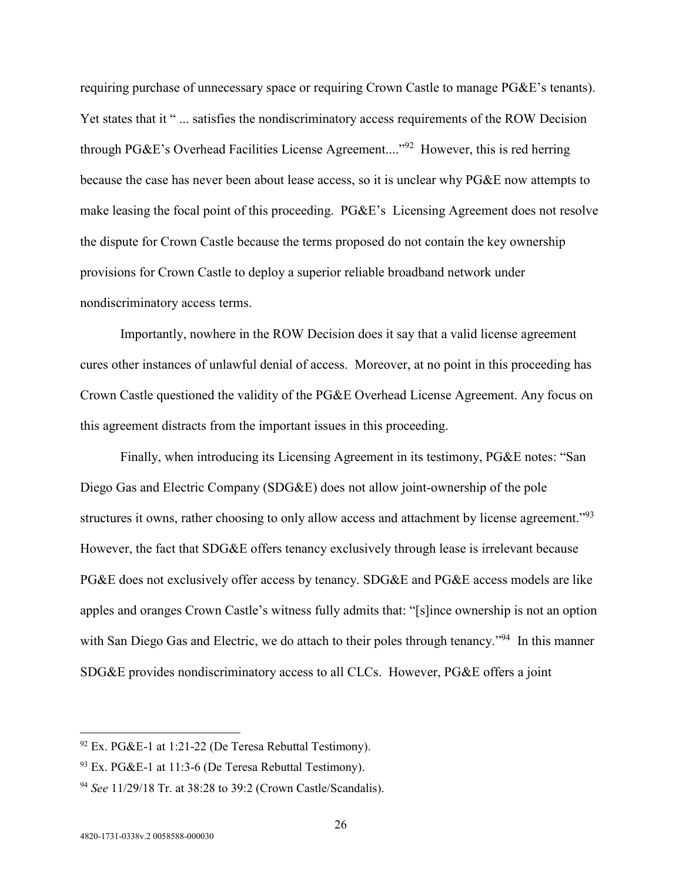requiring purchase of unnecessary space or requiring Crown Castle to manage PG&E's tenants). Yet states that it " ... satisfies the nondiscriminatory access requirements of the ROW Decision through PG&E's Overhead Facilities License Agreement...."[92] However, this is red herring because the case has never been about lease access, so it is unclear why PG&E now attempts to make leasing the focal point of this proceeding. PG&E's Licensing Agreement does not resolve the dispute for Crown Castle because the terms proposed do not contain the key ownership provisions for Crown Castle to deploy a superior reliable broadband network under nondiscriminatory access terms.

Importantly, nowhere in the ROW Decision does it say that a valid license agreement cures other instances of unlawful denial of access. Moreover, at no point in this proceeding has Crown Castle questioned the validity of the PG&E Overhead License Agreement. Any focus on this agreement distracts from the important issues in this proceeding.

Finally, when introducing its Licensing Agreement in its testimony, PG&E notes: "San Diego Gas and Electric Company (SDG&E) does not allow joint-ownership of the pole structures it owns, rather choosing to only allow access and attachment by license agreement."[93] However, the fact that SDG&E offers tenancy exclusively through lease is irrelevant because PG&E does not exclusively offer access by tenancy. SDG&E and PG&E access models are like apples and oranges Crown Castle's witness fully admits that: "[s]ince ownership is not an option with San Diego Gas and Electric, we do attach to their poles through tenancy."[94] In this manner SDG&E provides nondiscriminatory access to all CLCs. However, PG&E offers a joint

---

[92] Ex. PG&E-1 at 1:21-22 (De Teresa Rebuttal Testimony).

[93] Ex. PG&E-1 at 11:3-6 (De Teresa Rebuttal Testimony).

[94] *See* 11/29/18 Tr. at 38:28 to 39:2 (Crown Castle/Scandalis).

4820-1731-0338v.2 0058588-000030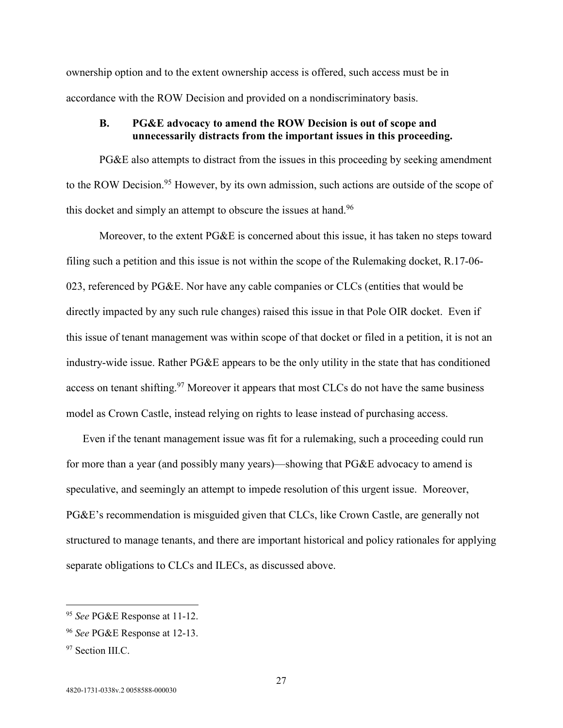ownership option and to the extent ownership access is offered, such access must be in accordance with the ROW Decision and provided on a nondiscriminatory basis.

### B. PG&E advocacy to amend the ROW Decision is out of scope and unnecessarily distracts from the important issues in this proceeding.

PG&E also attempts to distract from the issues in this proceeding by seeking amendment to the ROW Decision.[95] However, by its own admission, such actions are outside of the scope of this docket and simply an attempt to obscure the issues at hand.[96]

Moreover, to the extent PG&E is concerned about this issue, it has taken no steps toward filing such a petition and this issue is not within the scope of the Rulemaking docket, R.17-06-023, referenced by PG&E. Nor have any cable companies or CLCs (entities that would be directly impacted by any such rule changes) raised this issue in that Pole OIR docket. Even if this issue of tenant management was within scope of that docket or filed in a petition, it is not an industry-wide issue. Rather PG&E appears to be the only utility in the state that has conditioned access on tenant shifting.[97] Moreover it appears that most CLCs do not have the same business model as Crown Castle, instead relying on rights to lease instead of purchasing access.

Even if the tenant management issue was fit for a rulemaking, such a proceeding could run for more than a year (and possibly many years)—showing that PG&E advocacy to amend is speculative, and seemingly an attempt to impede resolution of this urgent issue. Moreover, PG&E's recommendation is misguided given that CLCs, like Crown Castle, are generally not structured to manage tenants, and there are important historical and policy rationales for applying separate obligations to CLCs and ILECs, as discussed above.

---

[95] *See* PG&E Response at 11-12.

[96] *See* PG&E Response at 12-13.

[97] Section III.C.

4820-1731-0338v.2 0058588-000030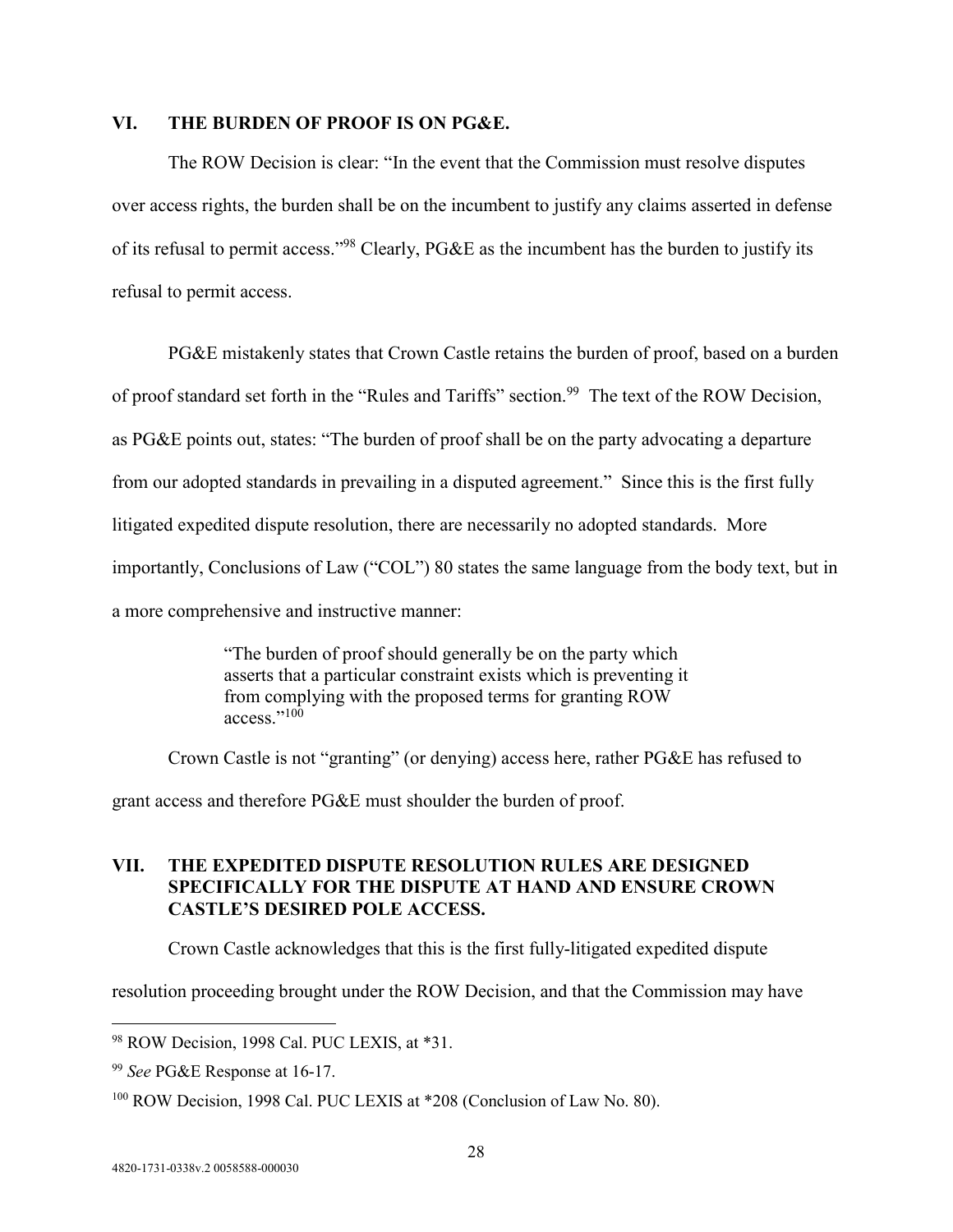## VI. THE BURDEN OF PROOF IS ON PG&E.

The ROW Decision is clear: "In the event that the Commission must resolve disputes over access rights, the burden shall be on the incumbent to justify any claims asserted in defense of its refusal to permit access."[98] Clearly, PG&E as the incumbent has the burden to justify its refusal to permit access.

PG&E mistakenly states that Crown Castle retains the burden of proof, based on a burden of proof standard set forth in the "Rules and Tariffs" section.[99] The text of the ROW Decision, as PG&E points out, states: "The burden of proof shall be on the party advocating a departure from our adopted standards in prevailing in a disputed agreement." Since this is the first fully litigated expedited dispute resolution, there are necessarily no adopted standards. More importantly, Conclusions of Law ("COL") 80 states the same language from the body text, but in a more comprehensive and instructive manner:

> "The burden of proof should generally be on the party which asserts that a particular constraint exists which is preventing it from complying with the proposed terms for granting ROW access."[100]

Crown Castle is not "granting" (or denying) access here, rather PG&E has refused to grant access and therefore PG&E must shoulder the burden of proof.

## VII. THE EXPEDITED DISPUTE RESOLUTION RULES ARE DESIGNED SPECIFICALLY FOR THE DISPUTE AT HAND AND ENSURE CROWN CASTLE'S DESIRED POLE ACCESS.

Crown Castle acknowledges that this is the first fully-litigated expedited dispute resolution proceeding brought under the ROW Decision, and that the Commission may have

---

[98] ROW Decision, 1998 Cal. PUC LEXIS, at *31.

[99] *See* PG&E Response at 16-17.

[100] ROW Decision, 1998 Cal. PUC LEXIS at *208 (Conclusion of Law No. 80).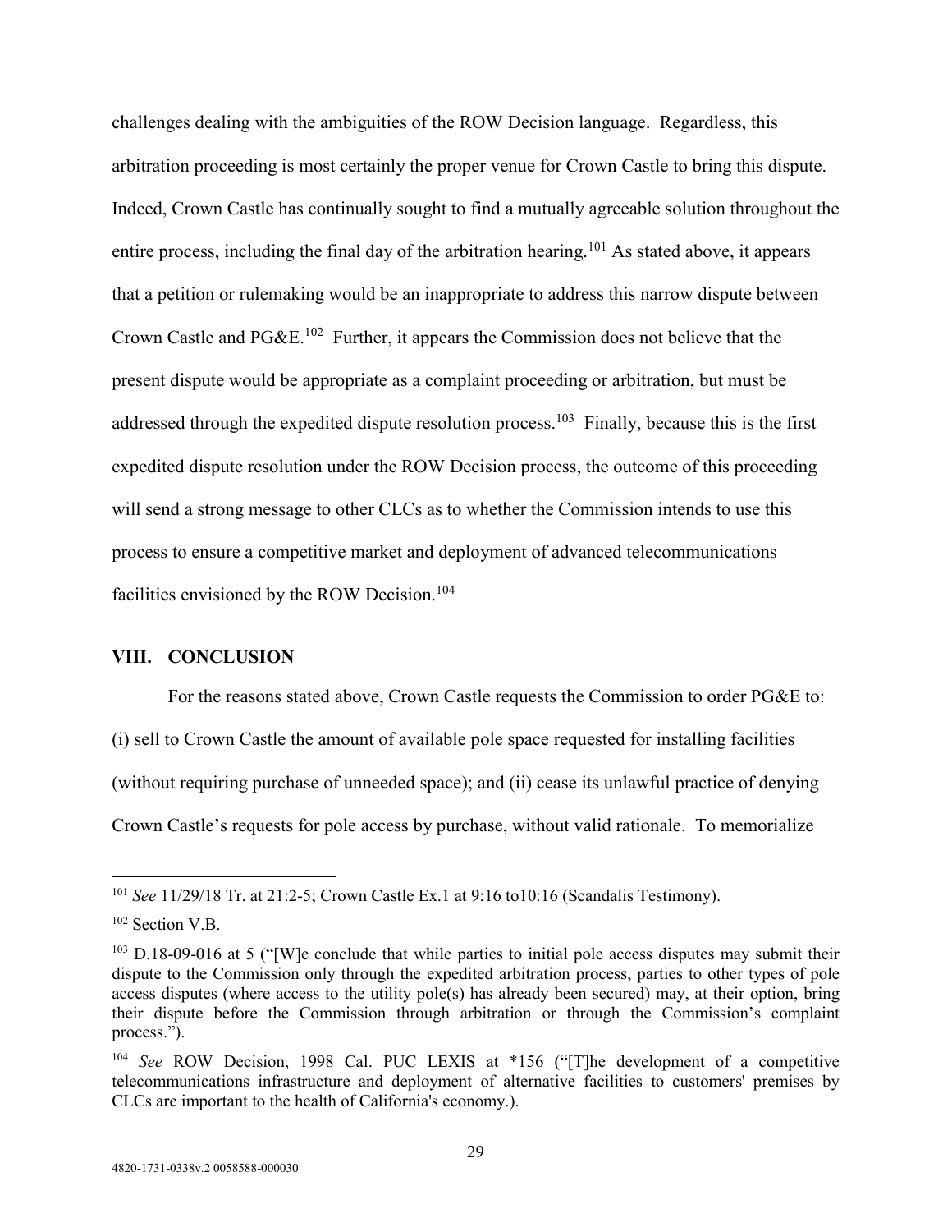challenges dealing with the ambiguities of the ROW Decision language. Regardless, this arbitration proceeding is most certainly the proper venue for Crown Castle to bring this dispute. Indeed, Crown Castle has continually sought to find a mutually agreeable solution throughout the entire process, including the final day of the arbitration hearing.[101] As stated above, it appears that a petition or rulemaking would be an inappropriate to address this narrow dispute between Crown Castle and PG&E.[102] Further, it appears the Commission does not believe that the present dispute would be appropriate as a complaint proceeding or arbitration, but must be addressed through the expedited dispute resolution process.[103] Finally, because this is the first expedited dispute resolution under the ROW Decision process, the outcome of this proceeding will send a strong message to other CLCs as to whether the Commission intends to use this process to ensure a competitive market and deployment of advanced telecommunications facilities envisioned by the ROW Decision.[104]

## VIII. CONCLUSION

For the reasons stated above, Crown Castle requests the Commission to order PG&E to: (i) sell to Crown Castle the amount of available pole space requested for installing facilities (without requiring purchase of unneeded space); and (ii) cease its unlawful practice of denying Crown Castle's requests for pole access by purchase, without valid rationale. To memorialize

---

[101] *See* 11/29/18 Tr. at 21:2-5; Crown Castle Ex.1 at 9:16 to10:16 (Scandalis Testimony).

[102] Section V.B.

[103] D.18-09-016 at 5 ("[W]e conclude that while parties to initial pole access disputes may submit their dispute to the Commission only through the expedited arbitration process, parties to other types of pole access disputes (where access to the utility pole(s) has already been secured) may, at their option, bring their dispute before the Commission through arbitration or through the Commission's complaint process.").

[104] *See* ROW Decision, 1998 Cal. PUC LEXIS at *156 ("[T]he development of a competitive telecommunications infrastructure and deployment of alternative facilities to customers' premises by CLCs are important to the health of California's economy.).

4820-1731-0338v.2 0058588-000030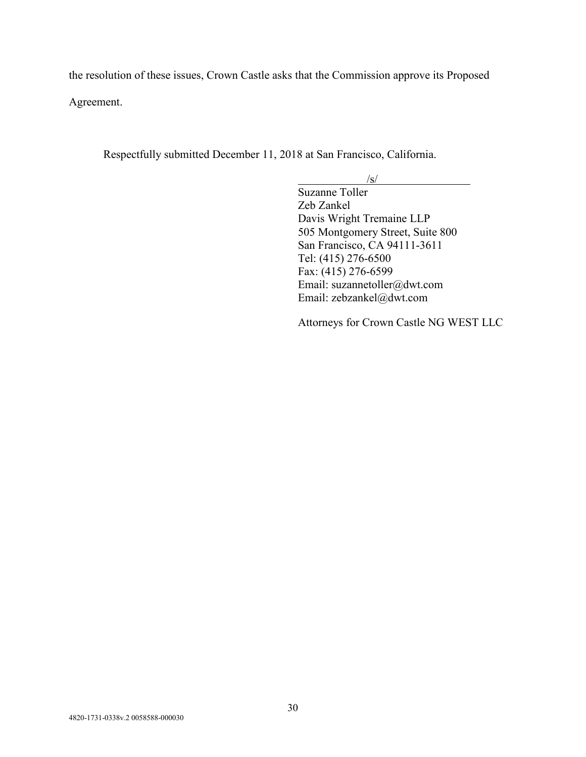the resolution of these issues, Crown Castle asks that the Commission approve its Proposed Agreement.

Respectfully submitted December 11, 2018 at San Francisco, California.

/s/

Suzanne Toller
Zeb Zankel
Davis Wright Tremaine LLP
505 Montgomery Street, Suite 800
San Francisco, CA 94111-3611
Tel: (415) 276-6500
Fax: (415) 276-6599
Email: suzannetoller@dwt.com
Email: zebzankel@dwt.com

Attorneys for Crown Castle NG WEST LLC

4820-1731-0338v.2 0058588-000030